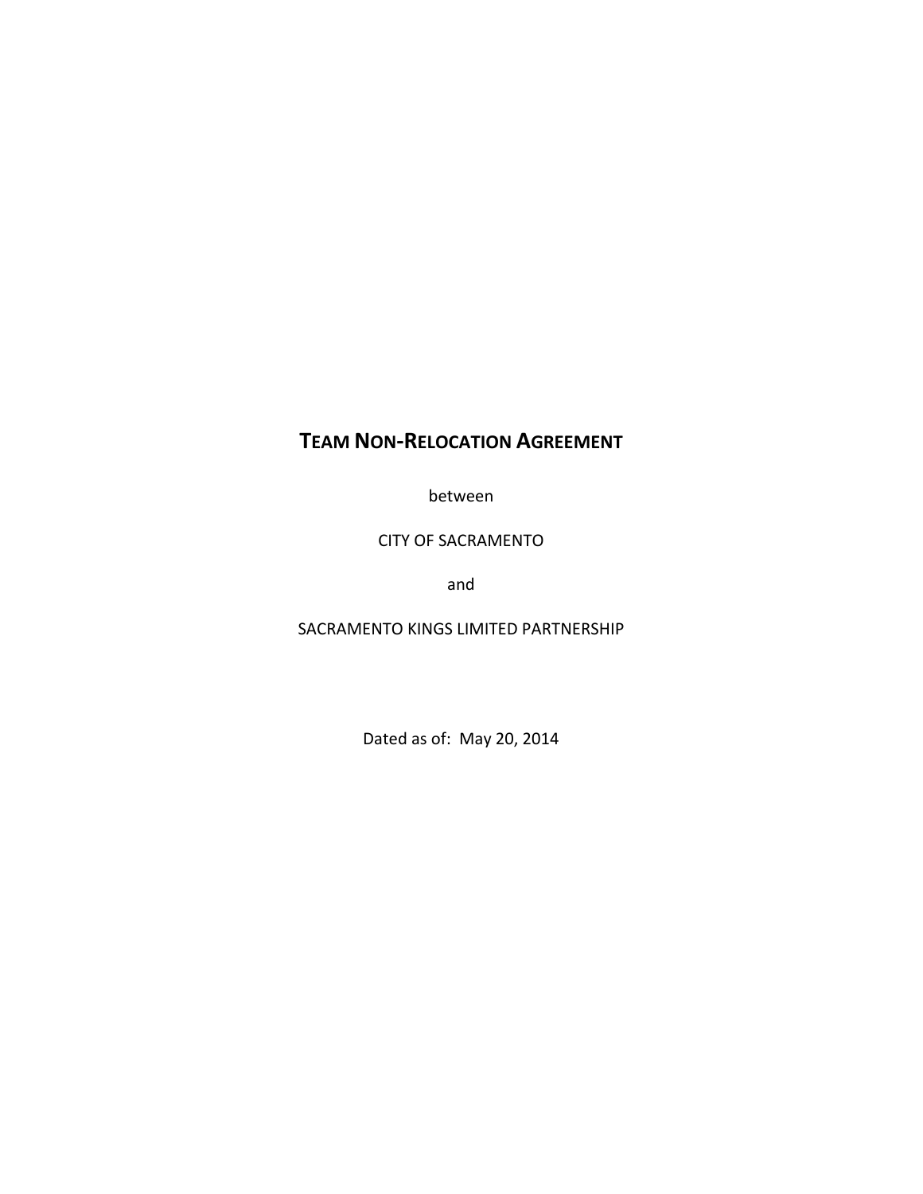# TEAM NON-RELOCATION AGREEMENT

between

CITY OF SACRAMENTO

and

SACRAMENTO KINGS LIMITED PARTNERSHIP

Dated as of: May 20, 2014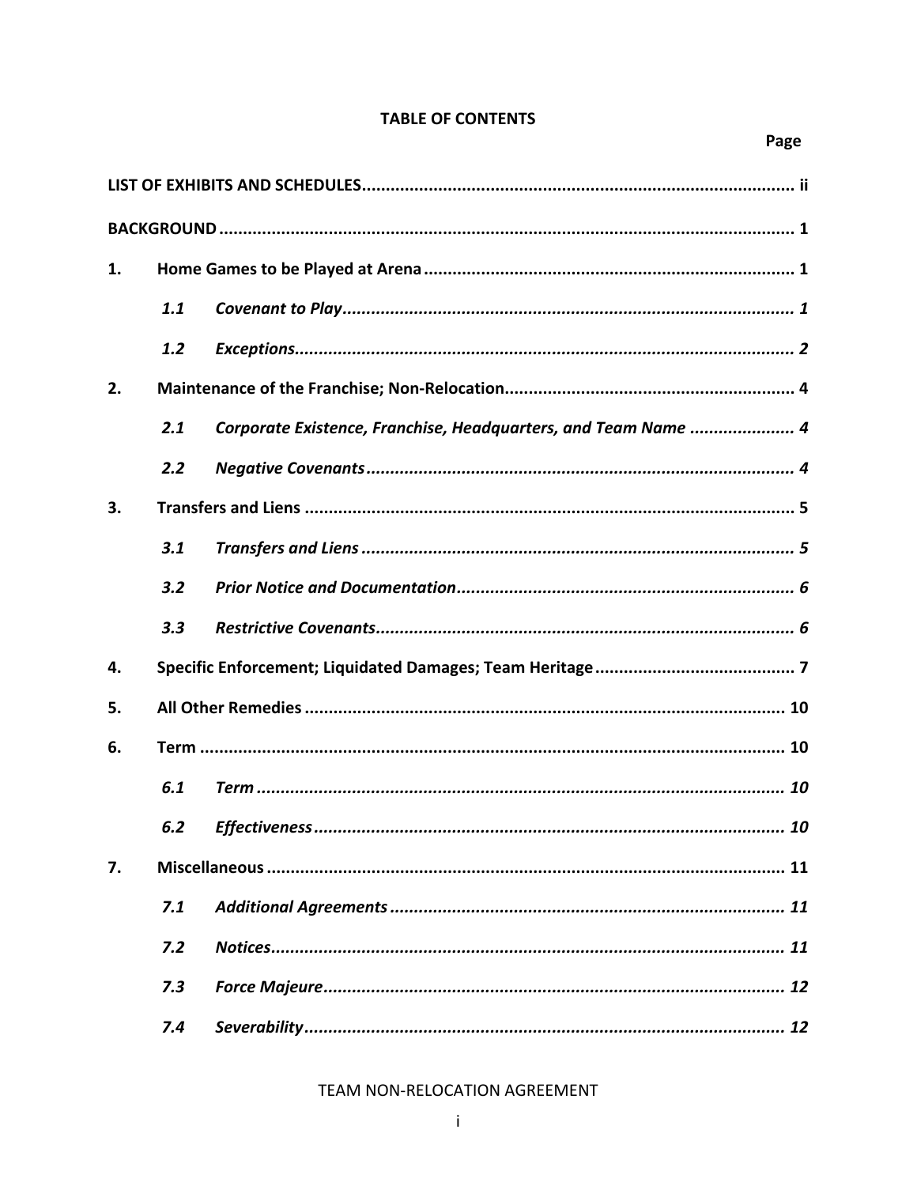## TABLE OF CONTENTS

| | | Page |
|---|---|---|
| **LIST OF EXHIBITS AND SCHEDULES** | | **ii** |
| **BACKGROUND** | | **1** |
| **1.** | **Home Games to be Played at Arena** | **1** |
| *1.1* | *Covenant to Play* | *1* |
| *1.2* | *Exceptions* | *2* |
| **2.** | **Maintenance of the Franchise; Non-Relocation** | **4** |
| *2.1* | *Corporate Existence, Franchise, Headquarters, and Team Name* | *4* |
| *2.2* | *Negative Covenants* | *4* |
| **3.** | **Transfers and Liens** | **5** |
| *3.1* | *Transfers and Liens* | *5* |
| *3.2* | *Prior Notice and Documentation* | *6* |
| *3.3* | *Restrictive Covenants* | *6* |
| **4.** | **Specific Enforcement; Liquidated Damages; Team Heritage** | **7** |
| **5.** | **All Other Remedies** | **10** |
| **6.** | **Term** | **10** |
| *6.1* | *Term* | *10* |
| *6.2* | *Effectiveness* | *10* |
| **7.** | **Miscellaneous** | **11** |
| *7.1* | *Additional Agreements* | *11* |
| *7.2* | *Notices* | *11* |
| *7.3* | *Force Majeure* | *12* |
| *7.4* | *Severability* | *12* |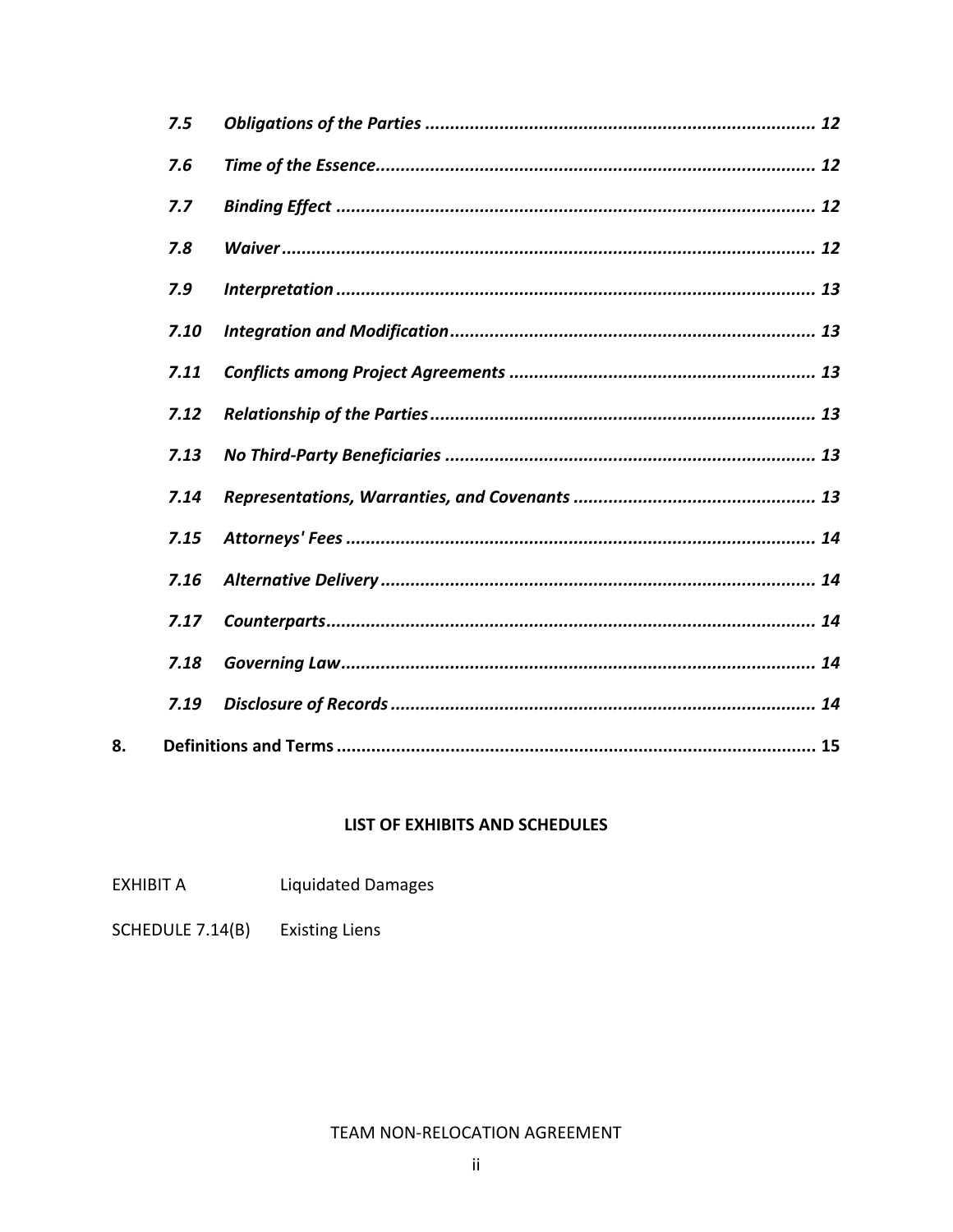*7.5 Obligations of the Parties ............................................................................... 12*

*7.6 Time of the Essence......................................................................................... 12*

*7.7 Binding Effect .................................................................................................. 12*

*7.8 Waiver ............................................................................................................. 12*

*7.9 Interpretation .................................................................................................. 13*

*7.10 Integration and Modification.......................................................................... 13*

*7.11 Conflicts among Project Agreements .............................................................. 13*

*7.12 Relationship of the Parties.............................................................................. 13*

*7.13 No Third-Party Beneficiaries ........................................................................... 13*

*7.14 Representations, Warranties, and Covenants ................................................. 13*

*7.15 Attorneys' Fees ............................................................................................... 14*

*7.16 Alternative Delivery ........................................................................................ 14*

*7.17 Counterparts................................................................................................... 14*

*7.18 Governing Law................................................................................................. 14*

*7.19 Disclosure of Records ...................................................................................... 14*

**8. Definitions and Terms ................................................................................................. 15**

**LIST OF EXHIBITS AND SCHEDULES**

EXHIBIT A Liquidated Damages

SCHEDULE 7.14(B) Existing Liens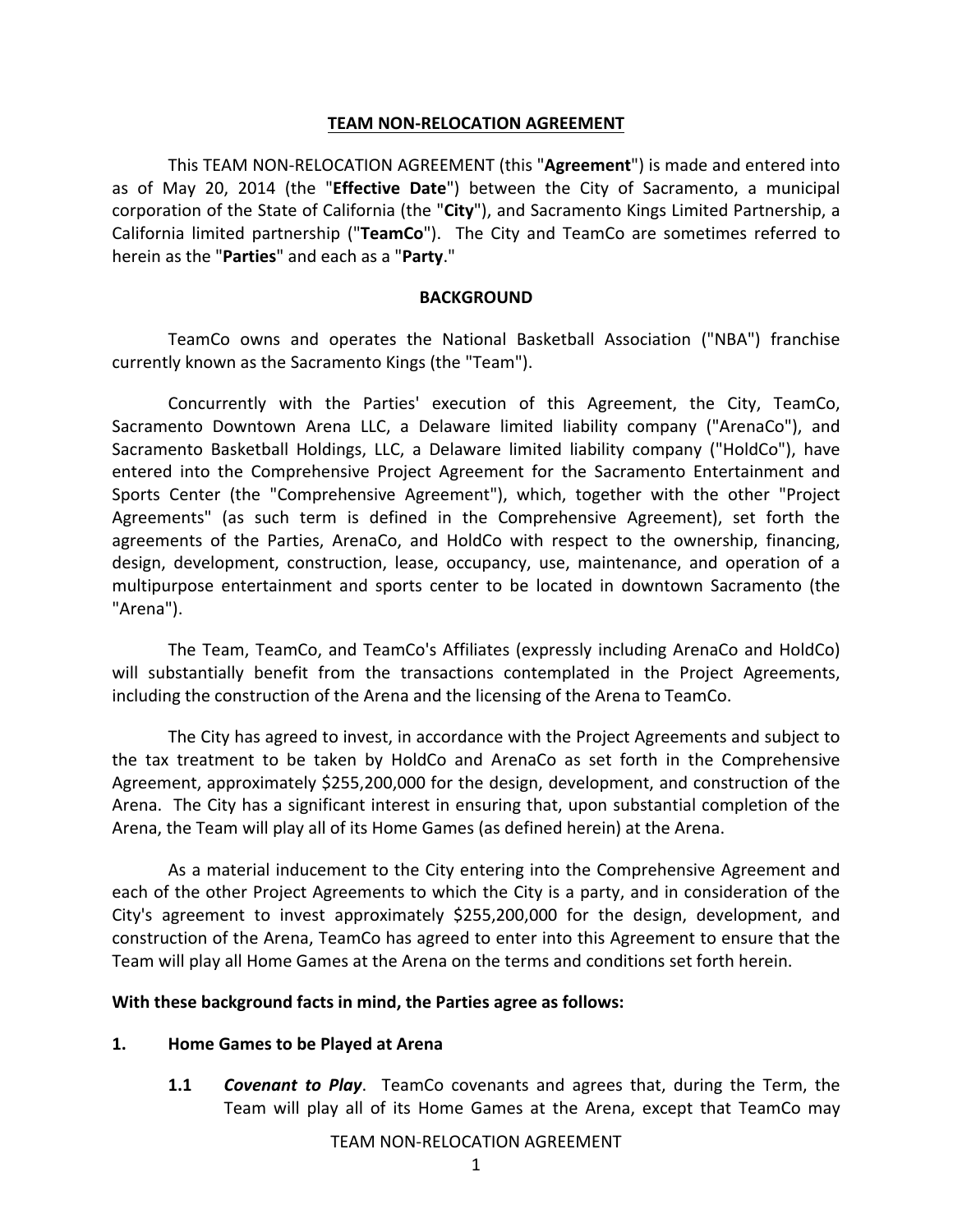## TEAM NON-RELOCATION AGREEMENT

This TEAM NON-RELOCATION AGREEMENT (this "**Agreement**") is made and entered into as of May 20, 2014 (the "**Effective Date**") between the City of Sacramento, a municipal corporation of the State of California (the "**City**"), and Sacramento Kings Limited Partnership, a California limited partnership ("**TeamCo**"). The City and TeamCo are sometimes referred to herein as the "**Parties**" and each as a "**Party**."

### BACKGROUND

TeamCo owns and operates the National Basketball Association ("NBA") franchise currently known as the Sacramento Kings (the "Team").

Concurrently with the Parties' execution of this Agreement, the City, TeamCo, Sacramento Downtown Arena LLC, a Delaware limited liability company ("ArenaCo"), and Sacramento Basketball Holdings, LLC, a Delaware limited liability company ("HoldCo"), have entered into the Comprehensive Project Agreement for the Sacramento Entertainment and Sports Center (the "Comprehensive Agreement"), which, together with the other "Project Agreements" (as such term is defined in the Comprehensive Agreement), set forth the agreements of the Parties, ArenaCo, and HoldCo with respect to the ownership, financing, design, development, construction, lease, occupancy, use, maintenance, and operation of a multipurpose entertainment and sports center to be located in downtown Sacramento (the "Arena").

The Team, TeamCo, and TeamCo's Affiliates (expressly including ArenaCo and HoldCo) will substantially benefit from the transactions contemplated in the Project Agreements, including the construction of the Arena and the licensing of the Arena to TeamCo.

The City has agreed to invest, in accordance with the Project Agreements and subject to the tax treatment to be taken by HoldCo and ArenaCo as set forth in the Comprehensive Agreement, approximately $255,200,000 for the design, development, and construction of the Arena. The City has a significant interest in ensuring that, upon substantial completion of the Arena, the Team will play all of its Home Games (as defined herein) at the Arena.

As a material inducement to the City entering into the Comprehensive Agreement and each of the other Project Agreements to which the City is a party, and in consideration of the City's agreement to invest approximately $255,200,000 for the design, development, and construction of the Arena, TeamCo has agreed to enter into this Agreement to ensure that the Team will play all Home Games at the Arena on the terms and conditions set forth herein.

**With these background facts in mind, the Parties agree as follows:**

**1. Home Games to be Played at Arena**

**1.1** ***Covenant to Play***. TeamCo covenants and agrees that, during the Term, the Team will play all of its Home Games at the Arena, except that TeamCo may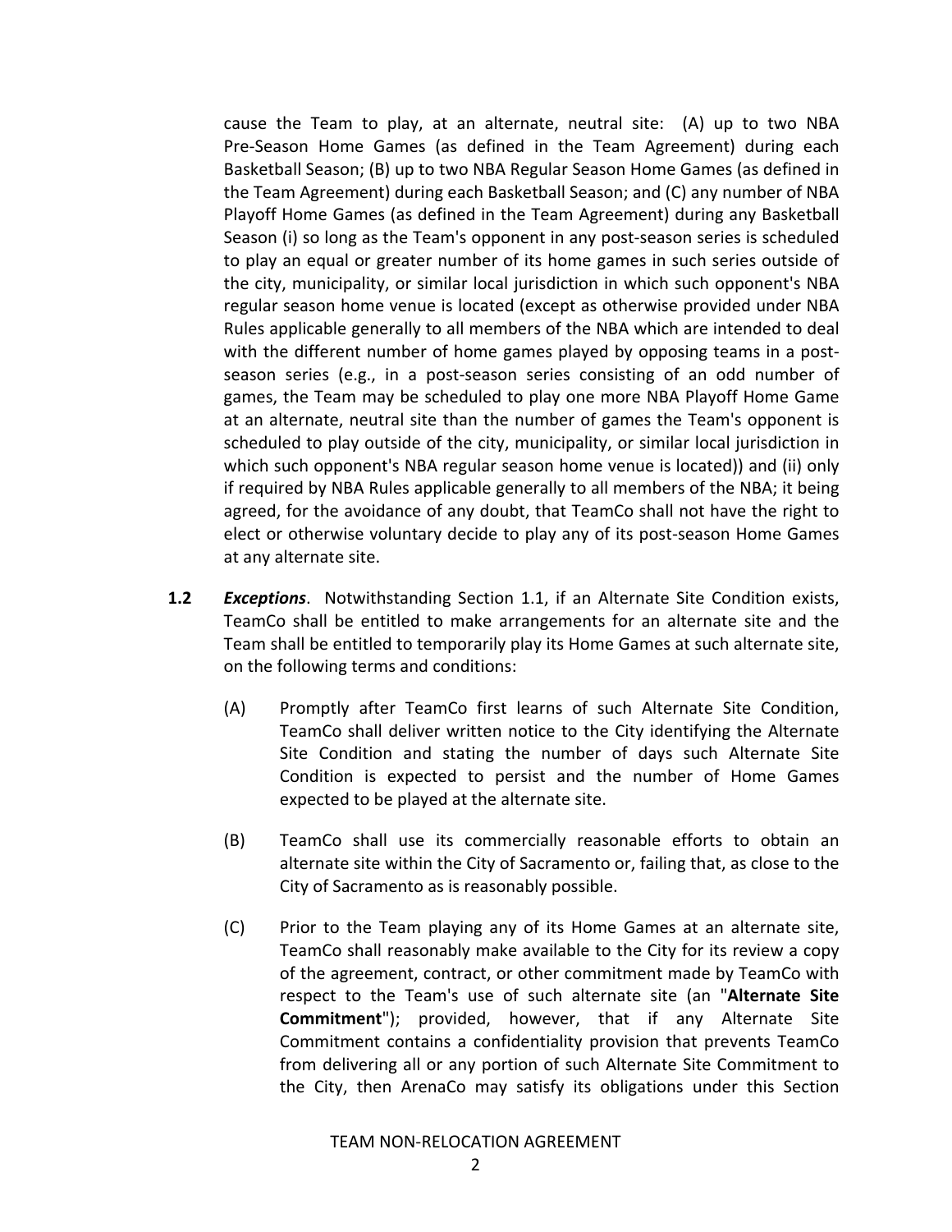cause the Team to play, at an alternate, neutral site: (A) up to two NBA Pre-Season Home Games (as defined in the Team Agreement) during each Basketball Season; (B) up to two NBA Regular Season Home Games (as defined in the Team Agreement) during each Basketball Season; and (C) any number of NBA Playoff Home Games (as defined in the Team Agreement) during any Basketball Season (i) so long as the Team's opponent in any post-season series is scheduled to play an equal or greater number of its home games in such series outside of the city, municipality, or similar local jurisdiction in which such opponent's NBA regular season home venue is located (except as otherwise provided under NBA Rules applicable generally to all members of the NBA which are intended to deal with the different number of home games played by opposing teams in a post-season series (e.g., in a post-season series consisting of an odd number of games, the Team may be scheduled to play one more NBA Playoff Home Game at an alternate, neutral site than the number of games the Team's opponent is scheduled to play outside of the city, municipality, or similar local jurisdiction in which such opponent's NBA regular season home venue is located)) and (ii) only if required by NBA Rules applicable generally to all members of the NBA; it being agreed, for the avoidance of any doubt, that TeamCo shall not have the right to elect or otherwise voluntary decide to play any of its post-season Home Games at any alternate site.

**1.2** ***Exceptions***. Notwithstanding Section 1.1, if an Alternate Site Condition exists, TeamCo shall be entitled to make arrangements for an alternate site and the Team shall be entitled to temporarily play its Home Games at such alternate site, on the following terms and conditions:

(A) Promptly after TeamCo first learns of such Alternate Site Condition, TeamCo shall deliver written notice to the City identifying the Alternate Site Condition and stating the number of days such Alternate Site Condition is expected to persist and the number of Home Games expected to be played at the alternate site.

(B) TeamCo shall use its commercially reasonable efforts to obtain an alternate site within the City of Sacramento or, failing that, as close to the City of Sacramento as is reasonably possible.

(C) Prior to the Team playing any of its Home Games at an alternate site, TeamCo shall reasonably make available to the City for its review a copy of the agreement, contract, or other commitment made by TeamCo with respect to the Team's use of such alternate site (an "**Alternate Site Commitment**"); provided, however, that if any Alternate Site Commitment contains a confidentiality provision that prevents TeamCo from delivering all or any portion of such Alternate Site Commitment to the City, then ArenaCo may satisfy its obligations under this Section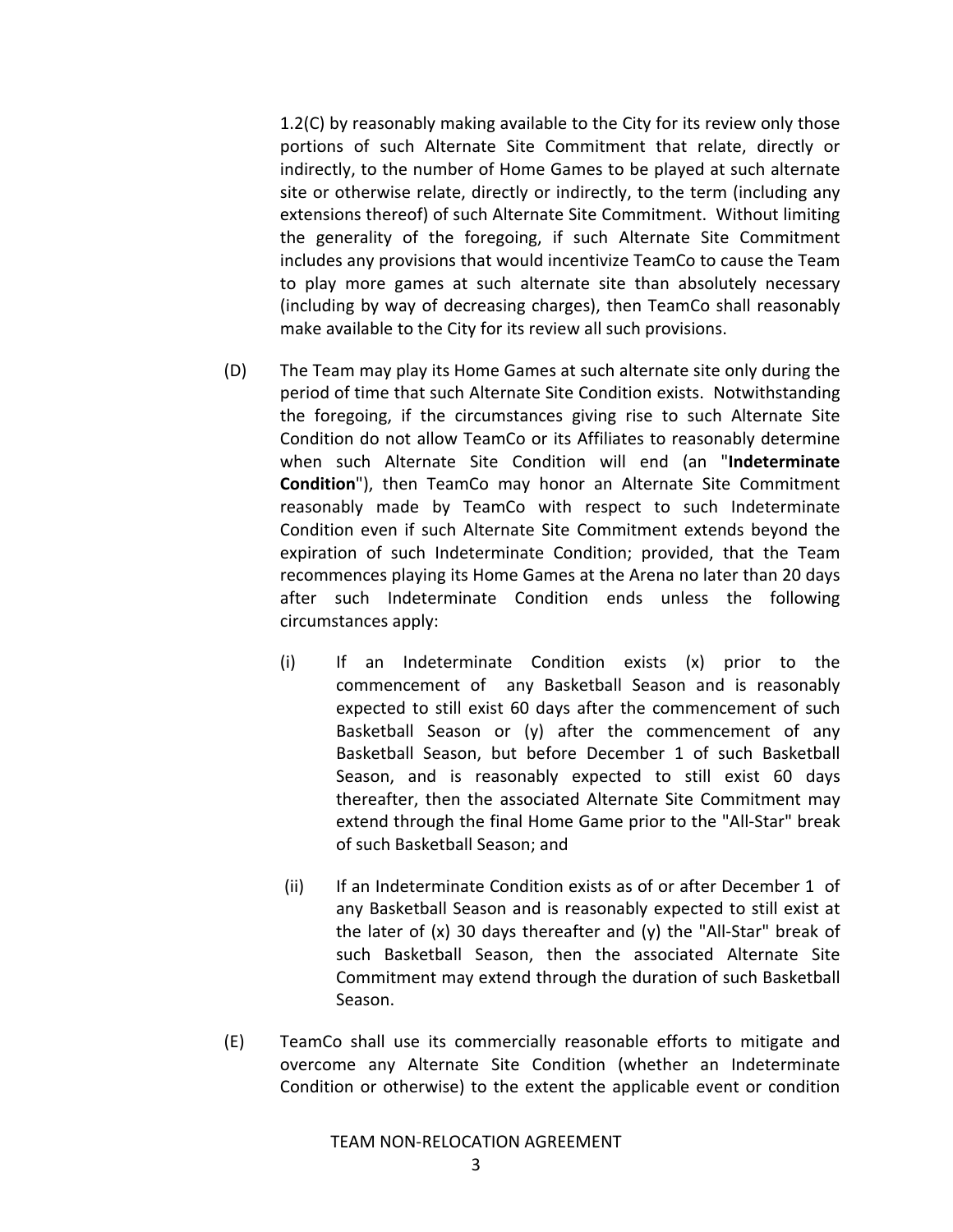1.2(C) by reasonably making available to the City for its review only those portions of such Alternate Site Commitment that relate, directly or indirectly, to the number of Home Games to be played at such alternate site or otherwise relate, directly or indirectly, to the term (including any extensions thereof) of such Alternate Site Commitment. Without limiting the generality of the foregoing, if such Alternate Site Commitment includes any provisions that would incentivize TeamCo to cause the Team to play more games at such alternate site than absolutely necessary (including by way of decreasing charges), then TeamCo shall reasonably make available to the City for its review all such provisions.

(D) The Team may play its Home Games at such alternate site only during the period of time that such Alternate Site Condition exists. Notwithstanding the foregoing, if the circumstances giving rise to such Alternate Site Condition do not allow TeamCo or its Affiliates to reasonably determine when such Alternate Site Condition will end (an "**Indeterminate Condition**"), then TeamCo may honor an Alternate Site Commitment reasonably made by TeamCo with respect to such Indeterminate Condition even if such Alternate Site Commitment extends beyond the expiration of such Indeterminate Condition; provided, that the Team recommences playing its Home Games at the Arena no later than 20 days after such Indeterminate Condition ends unless the following circumstances apply:

(i) If an Indeterminate Condition exists (x) prior to the commencement of any Basketball Season and is reasonably expected to still exist 60 days after the commencement of such Basketball Season or (y) after the commencement of any Basketball Season, but before December 1 of such Basketball Season, and is reasonably expected to still exist 60 days thereafter, then the associated Alternate Site Commitment may extend through the final Home Game prior to the "All-Star" break of such Basketball Season; and

(ii) If an Indeterminate Condition exists as of or after December 1 of any Basketball Season and is reasonably expected to still exist at the later of (x) 30 days thereafter and (y) the "All-Star" break of such Basketball Season, then the associated Alternate Site Commitment may extend through the duration of such Basketball Season.

(E) TeamCo shall use its commercially reasonable efforts to mitigate and overcome any Alternate Site Condition (whether an Indeterminate Condition or otherwise) to the extent the applicable event or condition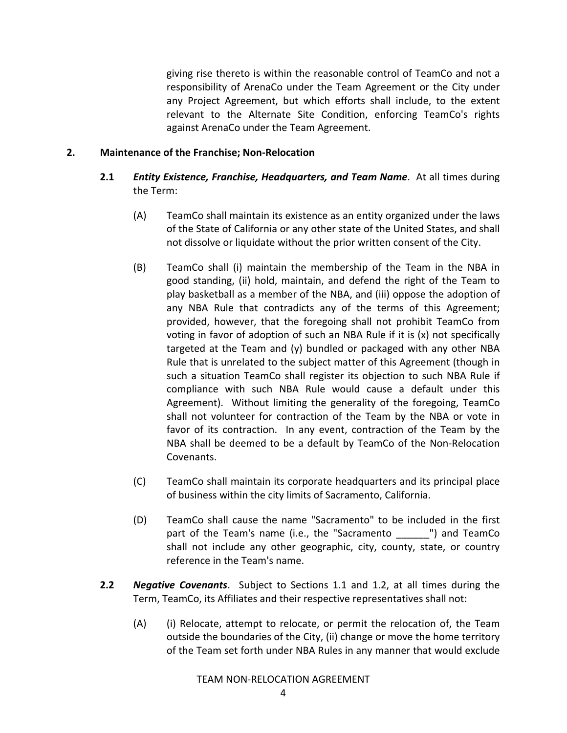giving rise thereto is within the reasonable control of TeamCo and not a responsibility of ArenaCo under the Team Agreement or the City under any Project Agreement, but which efforts shall include, to the extent relevant to the Alternate Site Condition, enforcing TeamCo's rights against ArenaCo under the Team Agreement.

## 2. Maintenance of the Franchise; Non-Relocation

**2.1** ***Entity Existence, Franchise, Headquarters, and Team Name***. At all times during the Term:

(A) TeamCo shall maintain its existence as an entity organized under the laws of the State of California or any other state of the United States, and shall not dissolve or liquidate without the prior written consent of the City.

(B) TeamCo shall (i) maintain the membership of the Team in the NBA in good standing, (ii) hold, maintain, and defend the right of the Team to play basketball as a member of the NBA, and (iii) oppose the adoption of any NBA Rule that contradicts any of the terms of this Agreement; provided, however, that the foregoing shall not prohibit TeamCo from voting in favor of adoption of such an NBA Rule if it is (x) not specifically targeted at the Team and (y) bundled or packaged with any other NBA Rule that is unrelated to the subject matter of this Agreement (though in such a situation TeamCo shall register its objection to such NBA Rule if compliance with such NBA Rule would cause a default under this Agreement). Without limiting the generality of the foregoing, TeamCo shall not volunteer for contraction of the Team by the NBA or vote in favor of its contraction. In any event, contraction of the Team by the NBA shall be deemed to be a default by TeamCo of the Non-Relocation Covenants.

(C) TeamCo shall maintain its corporate headquarters and its principal place of business within the city limits of Sacramento, California.

(D) TeamCo shall cause the name "Sacramento" to be included in the first part of the Team's name (i.e., the "Sacramento ______") and TeamCo shall not include any other geographic, city, county, state, or country reference in the Team's name.

**2.2** ***Negative Covenants***. Subject to Sections 1.1 and 1.2, at all times during the Term, TeamCo, its Affiliates and their respective representatives shall not:

(A) (i) Relocate, attempt to relocate, or permit the relocation of, the Team outside the boundaries of the City, (ii) change or move the home territory of the Team set forth under NBA Rules in any manner that would exclude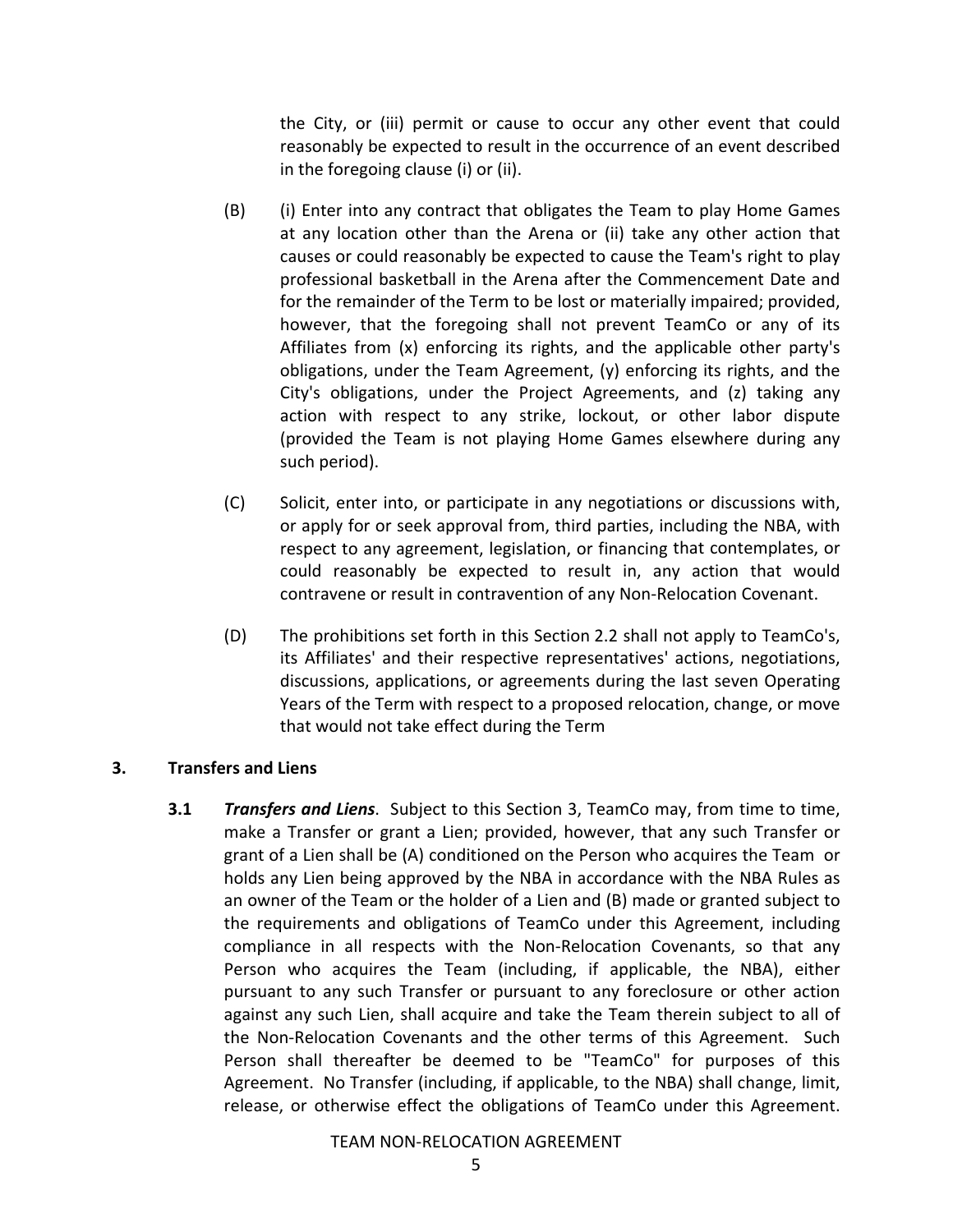the City, or (iii) permit or cause to occur any other event that could reasonably be expected to result in the occurrence of an event described in the foregoing clause (i) or (ii).

(B) (i) Enter into any contract that obligates the Team to play Home Games at any location other than the Arena or (ii) take any other action that causes or could reasonably be expected to cause the Team's right to play professional basketball in the Arena after the Commencement Date and for the remainder of the Term to be lost or materially impaired; provided, however, that the foregoing shall not prevent TeamCo or any of its Affiliates from (x) enforcing its rights, and the applicable other party's obligations, under the Team Agreement, (y) enforcing its rights, and the City's obligations, under the Project Agreements, and (z) taking any action with respect to any strike, lockout, or other labor dispute (provided the Team is not playing Home Games elsewhere during any such period).

(C) Solicit, enter into, or participate in any negotiations or discussions with, or apply for or seek approval from, third parties, including the NBA, with respect to any agreement, legislation, or financing that contemplates, or could reasonably be expected to result in, any action that would contravene or result in contravention of any Non-Relocation Covenant.

(D) The prohibitions set forth in this Section 2.2 shall not apply to TeamCo's, its Affiliates' and their respective representatives' actions, negotiations, discussions, applications, or agreements during the last seven Operating Years of the Term with respect to a proposed relocation, change, or move that would not take effect during the Term

## 3. Transfers and Liens

**3.1** ***Transfers and Liens***. Subject to this Section 3, TeamCo may, from time to time, make a Transfer or grant a Lien; provided, however, that any such Transfer or grant of a Lien shall be (A) conditioned on the Person who acquires the Team or holds any Lien being approved by the NBA in accordance with the NBA Rules as an owner of the Team or the holder of a Lien and (B) made or granted subject to the requirements and obligations of TeamCo under this Agreement, including compliance in all respects with the Non-Relocation Covenants, so that any Person who acquires the Team (including, if applicable, the NBA), either pursuant to any such Transfer or pursuant to any foreclosure or other action against any such Lien, shall acquire and take the Team therein subject to all of the Non-Relocation Covenants and the other terms of this Agreement. Such Person shall thereafter be deemed to be "TeamCo" for purposes of this Agreement. No Transfer (including, if applicable, to the NBA) shall change, limit, release, or otherwise effect the obligations of TeamCo under this Agreement.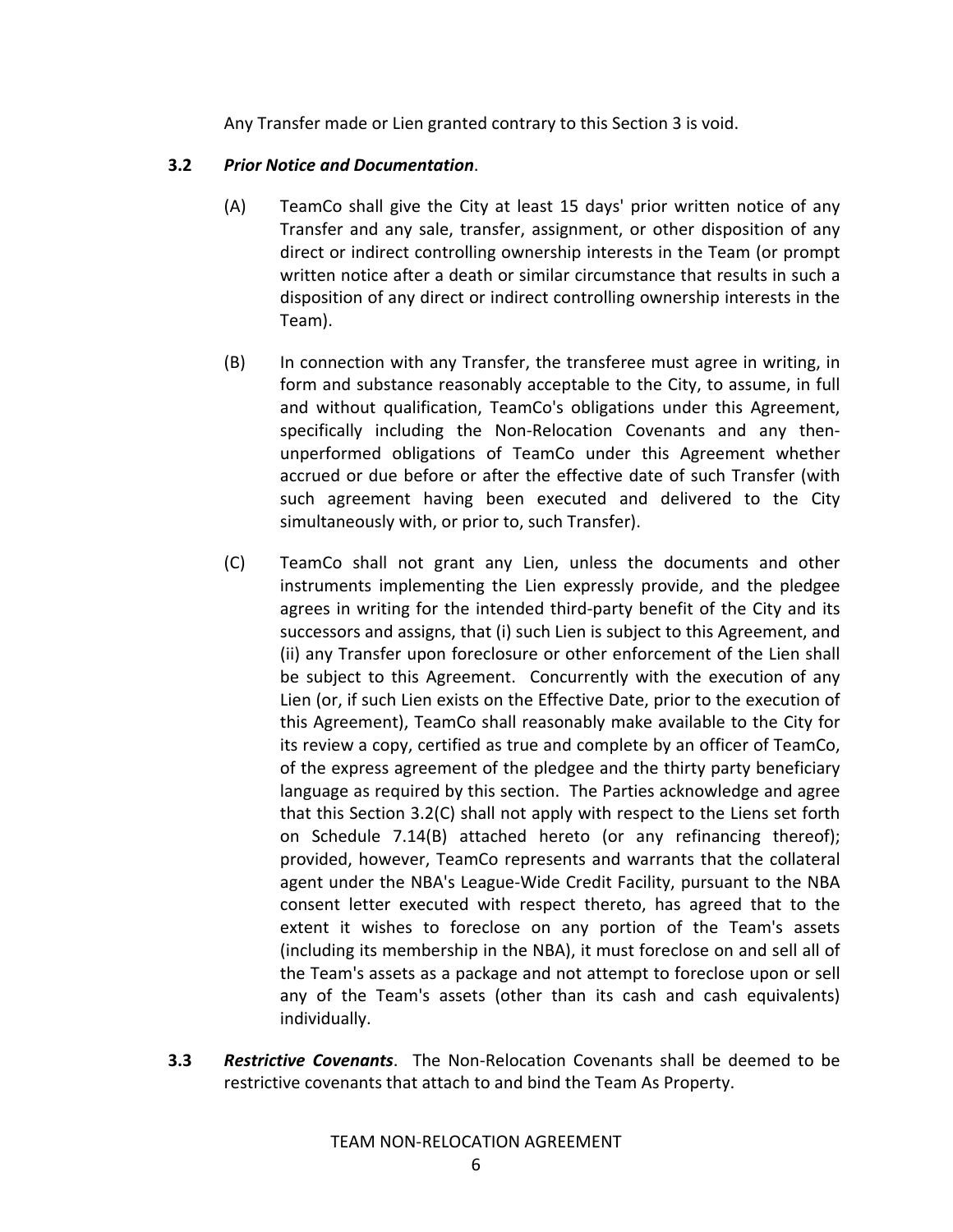Any Transfer made or Lien granted contrary to this Section 3 is void.

**3.2** ***Prior Notice and Documentation***.

(A) TeamCo shall give the City at least 15 days' prior written notice of any Transfer and any sale, transfer, assignment, or other disposition of any direct or indirect controlling ownership interests in the Team (or prompt written notice after a death or similar circumstance that results in such a disposition of any direct or indirect controlling ownership interests in the Team).

(B) In connection with any Transfer, the transferee must agree in writing, in form and substance reasonably acceptable to the City, to assume, in full and without qualification, TeamCo's obligations under this Agreement, specifically including the Non-Relocation Covenants and any then-unperformed obligations of TeamCo under this Agreement whether accrued or due before or after the effective date of such Transfer (with such agreement having been executed and delivered to the City simultaneously with, or prior to, such Transfer).

(C) TeamCo shall not grant any Lien, unless the documents and other instruments implementing the Lien expressly provide, and the pledgee agrees in writing for the intended third-party benefit of the City and its successors and assigns, that (i) such Lien is subject to this Agreement, and (ii) any Transfer upon foreclosure or other enforcement of the Lien shall be subject to this Agreement. Concurrently with the execution of any Lien (or, if such Lien exists on the Effective Date, prior to the execution of this Agreement), TeamCo shall reasonably make available to the City for its review a copy, certified as true and complete by an officer of TeamCo, of the express agreement of the pledgee and the thirty party beneficiary language as required by this section. The Parties acknowledge and agree that this Section 3.2(C) shall not apply with respect to the Liens set forth on Schedule 7.14(B) attached hereto (or any refinancing thereof); provided, however, TeamCo represents and warrants that the collateral agent under the NBA's League-Wide Credit Facility, pursuant to the NBA consent letter executed with respect thereto, has agreed that to the extent it wishes to foreclose on any portion of the Team's assets (including its membership in the NBA), it must foreclose on and sell all of the Team's assets as a package and not attempt to foreclose upon or sell any of the Team's assets (other than its cash and cash equivalents) individually.

**3.3** ***Restrictive Covenants***. The Non-Relocation Covenants shall be deemed to be restrictive covenants that attach to and bind the Team As Property.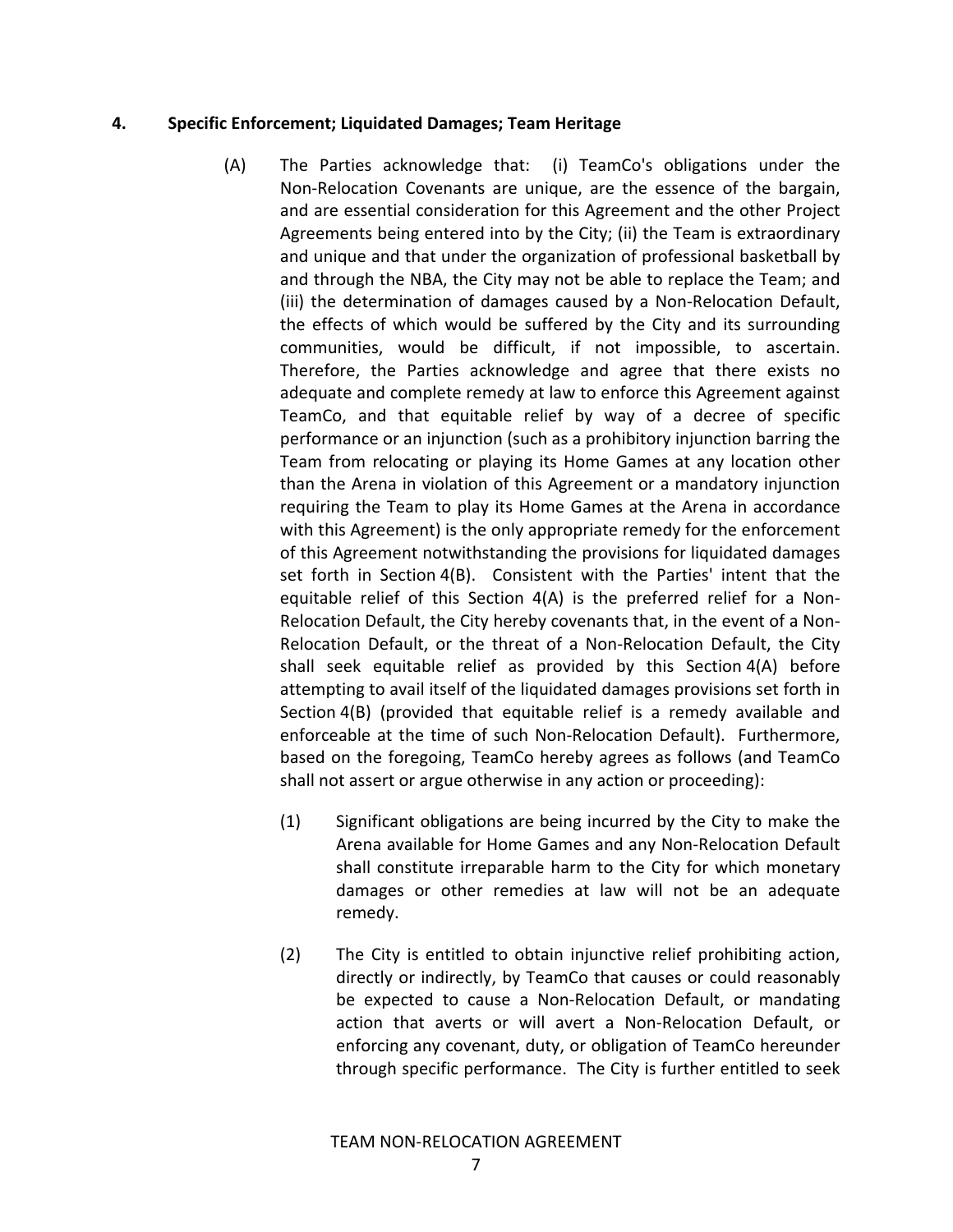## 4. Specific Enforcement; Liquidated Damages; Team Heritage

(A) The Parties acknowledge that: (i) TeamCo's obligations under the Non-Relocation Covenants are unique, are the essence of the bargain, and are essential consideration for this Agreement and the other Project Agreements being entered into by the City; (ii) the Team is extraordinary and unique and that under the organization of professional basketball by and through the NBA, the City may not be able to replace the Team; and (iii) the determination of damages caused by a Non-Relocation Default, the effects of which would be suffered by the City and its surrounding communities, would be difficult, if not impossible, to ascertain. Therefore, the Parties acknowledge and agree that there exists no adequate and complete remedy at law to enforce this Agreement against TeamCo, and that equitable relief by way of a decree of specific performance or an injunction (such as a prohibitory injunction barring the Team from relocating or playing its Home Games at any location other than the Arena in violation of this Agreement or a mandatory injunction requiring the Team to play its Home Games at the Arena in accordance with this Agreement) is the only appropriate remedy for the enforcement of this Agreement notwithstanding the provisions for liquidated damages set forth in Section 4(B). Consistent with the Parties' intent that the equitable relief of this Section 4(A) is the preferred relief for a Non-Relocation Default, the City hereby covenants that, in the event of a Non-Relocation Default, or the threat of a Non-Relocation Default, the City shall seek equitable relief as provided by this Section 4(A) before attempting to avail itself of the liquidated damages provisions set forth in Section 4(B) (provided that equitable relief is a remedy available and enforceable at the time of such Non-Relocation Default). Furthermore, based on the foregoing, TeamCo hereby agrees as follows (and TeamCo shall not assert or argue otherwise in any action or proceeding):

(1) Significant obligations are being incurred by the City to make the Arena available for Home Games and any Non-Relocation Default shall constitute irreparable harm to the City for which monetary damages or other remedies at law will not be an adequate remedy.

(2) The City is entitled to obtain injunctive relief prohibiting action, directly or indirectly, by TeamCo that causes or could reasonably be expected to cause a Non-Relocation Default, or mandating action that averts or will avert a Non-Relocation Default, or enforcing any covenant, duty, or obligation of TeamCo hereunder through specific performance. The City is further entitled to seek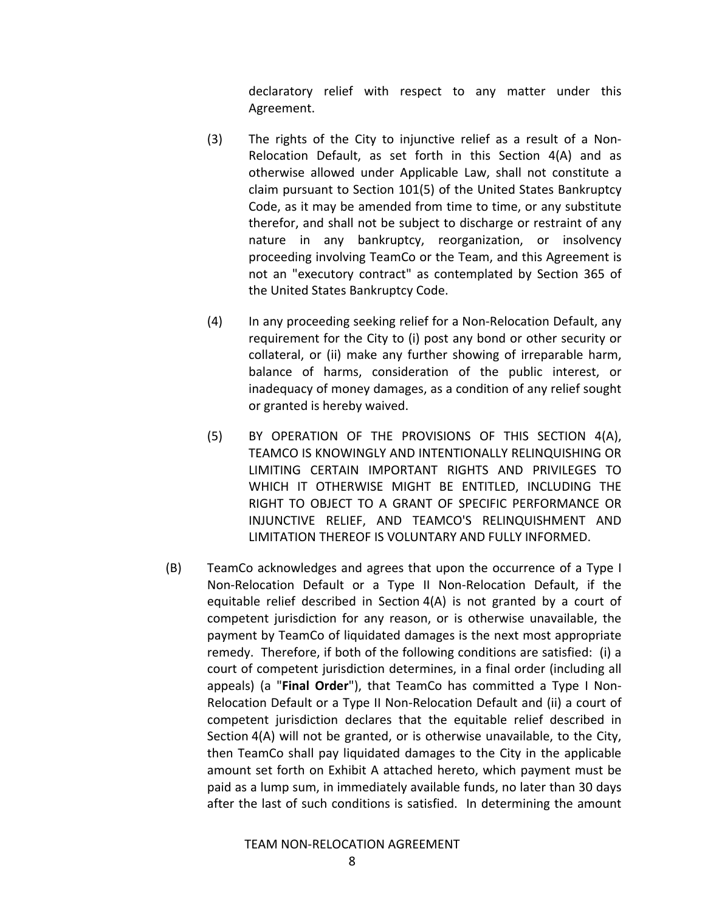declaratory relief with respect to any matter under this Agreement.

(3) The rights of the City to injunctive relief as a result of a Non-Relocation Default, as set forth in this Section 4(A) and as otherwise allowed under Applicable Law, shall not constitute a claim pursuant to Section 101(5) of the United States Bankruptcy Code, as it may be amended from time to time, or any substitute therefor, and shall not be subject to discharge or restraint of any nature in any bankruptcy, reorganization, or insolvency proceeding involving TeamCo or the Team, and this Agreement is not an "executory contract" as contemplated by Section 365 of the United States Bankruptcy Code.

(4) In any proceeding seeking relief for a Non-Relocation Default, any requirement for the City to (i) post any bond or other security or collateral, or (ii) make any further showing of irreparable harm, balance of harms, consideration of the public interest, or inadequacy of money damages, as a condition of any relief sought or granted is hereby waived.

(5) BY OPERATION OF THE PROVISIONS OF THIS SECTION 4(A), TEAMCO IS KNOWINGLY AND INTENTIONALLY RELINQUISHING OR LIMITING CERTAIN IMPORTANT RIGHTS AND PRIVILEGES TO WHICH IT OTHERWISE MIGHT BE ENTITLED, INCLUDING THE RIGHT TO OBJECT TO A GRANT OF SPECIFIC PERFORMANCE OR INJUNCTIVE RELIEF, AND TEAMCO'S RELINQUISHMENT AND LIMITATION THEREOF IS VOLUNTARY AND FULLY INFORMED.

(B) TeamCo acknowledges and agrees that upon the occurrence of a Type I Non-Relocation Default or a Type II Non-Relocation Default, if the equitable relief described in Section 4(A) is not granted by a court of competent jurisdiction for any reason, or is otherwise unavailable, the payment by TeamCo of liquidated damages is the next most appropriate remedy. Therefore, if both of the following conditions are satisfied: (i) a court of competent jurisdiction determines, in a final order (including all appeals) (a "**Final Order**"), that TeamCo has committed a Type I Non-Relocation Default or a Type II Non-Relocation Default and (ii) a court of competent jurisdiction declares that the equitable relief described in Section 4(A) will not be granted, or is otherwise unavailable, to the City, then TeamCo shall pay liquidated damages to the City in the applicable amount set forth on Exhibit A attached hereto, which payment must be paid as a lump sum, in immediately available funds, no later than 30 days after the last of such conditions is satisfied. In determining the amount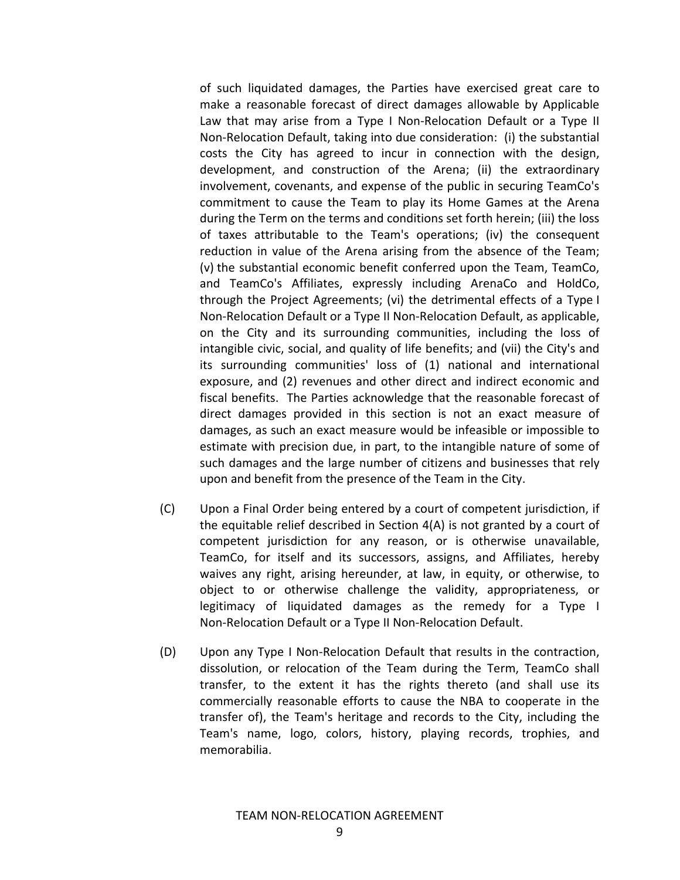of such liquidated damages, the Parties have exercised great care to make a reasonable forecast of direct damages allowable by Applicable Law that may arise from a Type I Non-Relocation Default or a Type II Non-Relocation Default, taking into due consideration: (i) the substantial costs the City has agreed to incur in connection with the design, development, and construction of the Arena; (ii) the extraordinary involvement, covenants, and expense of the public in securing TeamCo's commitment to cause the Team to play its Home Games at the Arena during the Term on the terms and conditions set forth herein; (iii) the loss of taxes attributable to the Team's operations; (iv) the consequent reduction in value of the Arena arising from the absence of the Team; (v) the substantial economic benefit conferred upon the Team, TeamCo, and TeamCo's Affiliates, expressly including ArenaCo and HoldCo, through the Project Agreements; (vi) the detrimental effects of a Type I Non-Relocation Default or a Type II Non-Relocation Default, as applicable, on the City and its surrounding communities, including the loss of intangible civic, social, and quality of life benefits; and (vii) the City's and its surrounding communities' loss of (1) national and international exposure, and (2) revenues and other direct and indirect economic and fiscal benefits. The Parties acknowledge that the reasonable forecast of direct damages provided in this section is not an exact measure of damages, as such an exact measure would be infeasible or impossible to estimate with precision due, in part, to the intangible nature of some of such damages and the large number of citizens and businesses that rely upon and benefit from the presence of the Team in the City.

(C) Upon a Final Order being entered by a court of competent jurisdiction, if the equitable relief described in Section 4(A) is not granted by a court of competent jurisdiction for any reason, or is otherwise unavailable, TeamCo, for itself and its successors, assigns, and Affiliates, hereby waives any right, arising hereunder, at law, in equity, or otherwise, to object to or otherwise challenge the validity, appropriateness, or legitimacy of liquidated damages as the remedy for a Type I Non-Relocation Default or a Type II Non-Relocation Default.

(D) Upon any Type I Non-Relocation Default that results in the contraction, dissolution, or relocation of the Team during the Term, TeamCo shall transfer, to the extent it has the rights thereto (and shall use its commercially reasonable efforts to cause the NBA to cooperate in the transfer of), the Team's heritage and records to the City, including the Team's name, logo, colors, history, playing records, trophies, and memorabilia.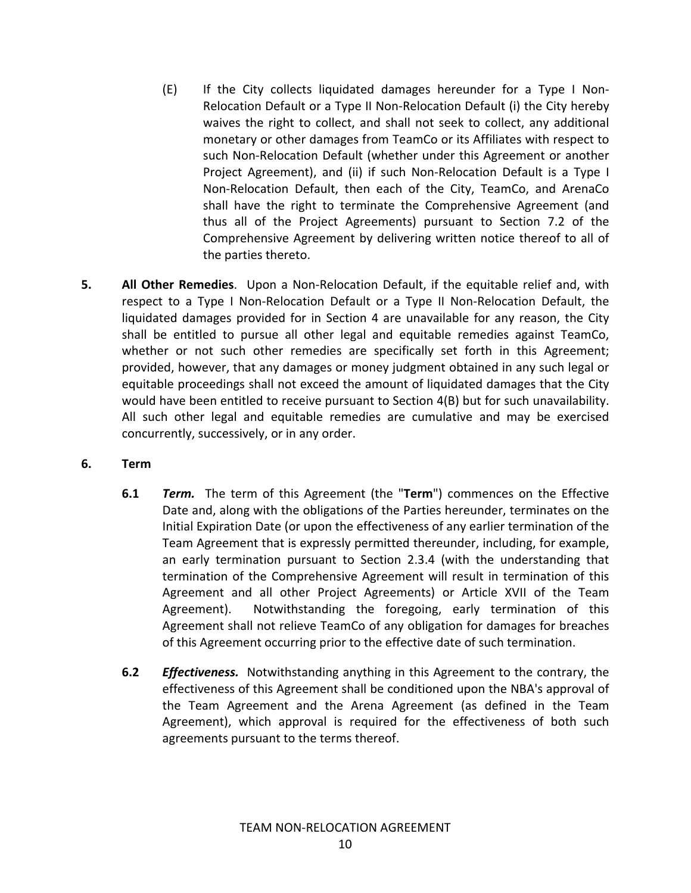(E) If the City collects liquidated damages hereunder for a Type I Non-Relocation Default or a Type II Non-Relocation Default (i) the City hereby waives the right to collect, and shall not seek to collect, any additional monetary or other damages from TeamCo or its Affiliates with respect to such Non-Relocation Default (whether under this Agreement or another Project Agreement), and (ii) if such Non-Relocation Default is a Type I Non-Relocation Default, then each of the City, TeamCo, and ArenaCo shall have the right to terminate the Comprehensive Agreement (and thus all of the Project Agreements) pursuant to Section 7.2 of the Comprehensive Agreement by delivering written notice thereof to all of the parties thereto.

**5. All Other Remedies**. Upon a Non-Relocation Default, if the equitable relief and, with respect to a Type I Non-Relocation Default or a Type II Non-Relocation Default, the liquidated damages provided for in Section 4 are unavailable for any reason, the City shall be entitled to pursue all other legal and equitable remedies against TeamCo, whether or not such other remedies are specifically set forth in this Agreement; provided, however, that any damages or money judgment obtained in any such legal or equitable proceedings shall not exceed the amount of liquidated damages that the City would have been entitled to receive pursuant to Section 4(B) but for such unavailability. All such other legal and equitable remedies are cumulative and may be exercised concurrently, successively, or in any order.

**6. Term**

**6.1** ***Term.*** The term of this Agreement (the "**Term**") commences on the Effective Date and, along with the obligations of the Parties hereunder, terminates on the Initial Expiration Date (or upon the effectiveness of any earlier termination of the Team Agreement that is expressly permitted thereunder, including, for example, an early termination pursuant to Section 2.3.4 (with the understanding that termination of the Comprehensive Agreement will result in termination of this Agreement and all other Project Agreements) or Article XVII of the Team Agreement). Notwithstanding the foregoing, early termination of this Agreement shall not relieve TeamCo of any obligation for damages for breaches of this Agreement occurring prior to the effective date of such termination.

**6.2** ***Effectiveness.*** Notwithstanding anything in this Agreement to the contrary, the effectiveness of this Agreement shall be conditioned upon the NBA's approval of the Team Agreement and the Arena Agreement (as defined in the Team Agreement), which approval is required for the effectiveness of both such agreements pursuant to the terms thereof.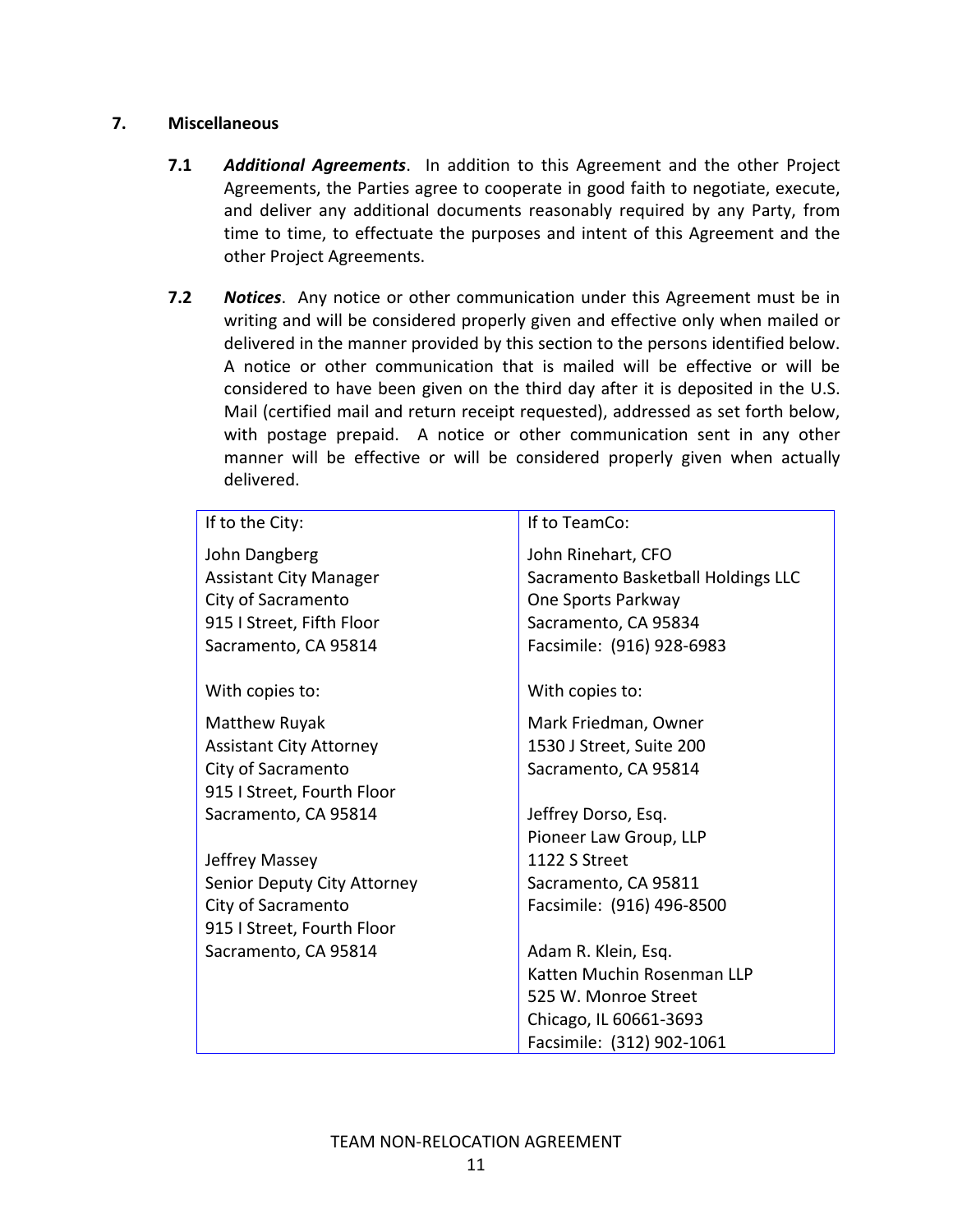## 7. Miscellaneous

**7.1** ***Additional Agreements***. In addition to this Agreement and the other Project Agreements, the Parties agree to cooperate in good faith to negotiate, execute, and deliver any additional documents reasonably required by any Party, from time to time, to effectuate the purposes and intent of this Agreement and the other Project Agreements.

**7.2** ***Notices***. Any notice or other communication under this Agreement must be in writing and will be considered properly given and effective only when mailed or delivered in the manner provided by this section to the persons identified below. A notice or other communication that is mailed will be effective or will be considered to have been given on the third day after it is deposited in the U.S. Mail (certified mail and return receipt requested), addressed as set forth below, with postage prepaid. A notice or other communication sent in any other manner will be effective or will be considered properly given when actually delivered.

| If to the City: | If to TeamCo: |
|---|---|
| John Dangberg<br>Assistant City Manager<br>City of Sacramento<br>915 I Street, Fifth Floor<br>Sacramento, CA 95814 | John Rinehart, CFO<br>Sacramento Basketball Holdings LLC<br>One Sports Parkway<br>Sacramento, CA 95834<br>Facsimile: (916) 928-6983 |
| With copies to: | With copies to: |
| Matthew Ruyak<br>Assistant City Attorney<br>City of Sacramento<br>915 I Street, Fourth Floor<br>Sacramento, CA 95814<br><br>Jeffrey Massey<br>Senior Deputy City Attorney<br>City of Sacramento<br>915 I Street, Fourth Floor<br>Sacramento, CA 95814 | Mark Friedman, Owner<br>1530 J Street, Suite 200<br>Sacramento, CA 95814<br><br>Jeffrey Dorso, Esq.<br>Pioneer Law Group, LLP<br>1122 S Street<br>Sacramento, CA 95811<br>Facsimile: (916) 496-8500<br><br>Adam R. Klein, Esq.<br>Katten Muchin Rosenman LLP<br>525 W. Monroe Street<br>Chicago, IL 60661-3693<br>Facsimile: (312) 902-1061 |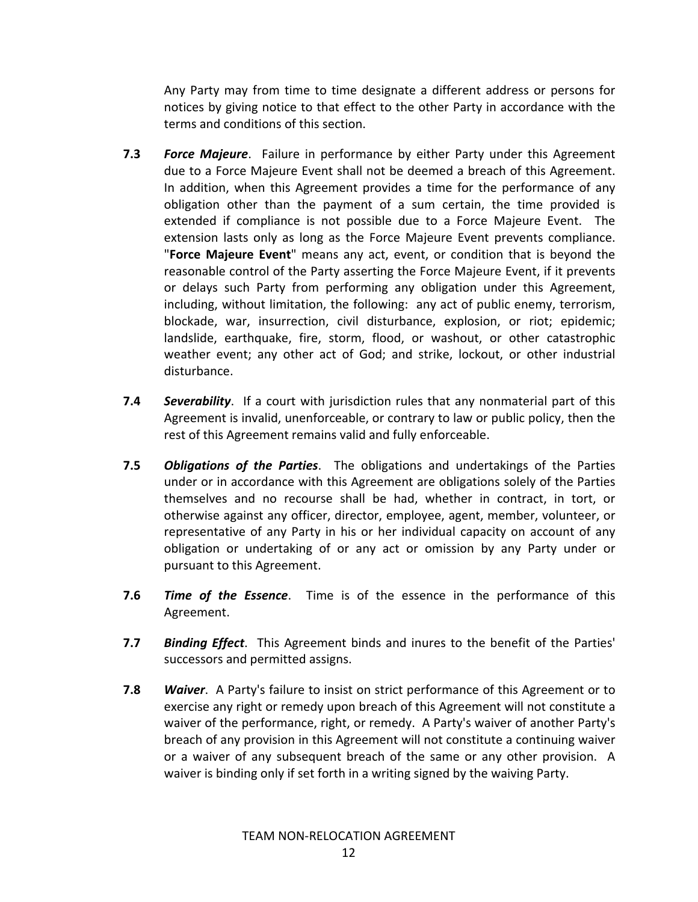Any Party may from time to time designate a different address or persons for notices by giving notice to that effect to the other Party in accordance with the terms and conditions of this section.

**7.3** ***Force Majeure***. Failure in performance by either Party under this Agreement due to a Force Majeure Event shall not be deemed a breach of this Agreement. In addition, when this Agreement provides a time for the performance of any obligation other than the payment of a sum certain, the time provided is extended if compliance is not possible due to a Force Majeure Event. The extension lasts only as long as the Force Majeure Event prevents compliance. "**Force Majeure Event**" means any act, event, or condition that is beyond the reasonable control of the Party asserting the Force Majeure Event, if it prevents or delays such Party from performing any obligation under this Agreement, including, without limitation, the following: any act of public enemy, terrorism, blockade, war, insurrection, civil disturbance, explosion, or riot; epidemic; landslide, earthquake, fire, storm, flood, or washout, or other catastrophic weather event; any other act of God; and strike, lockout, or other industrial disturbance.

**7.4** ***Severability***. If a court with jurisdiction rules that any nonmaterial part of this Agreement is invalid, unenforceable, or contrary to law or public policy, then the rest of this Agreement remains valid and fully enforceable.

**7.5** ***Obligations of the Parties***. The obligations and undertakings of the Parties under or in accordance with this Agreement are obligations solely of the Parties themselves and no recourse shall be had, whether in contract, in tort, or otherwise against any officer, director, employee, agent, member, volunteer, or representative of any Party in his or her individual capacity on account of any obligation or undertaking of or any act or omission by any Party under or pursuant to this Agreement.

**7.6** ***Time of the Essence***. Time is of the essence in the performance of this Agreement.

**7.7** ***Binding Effect***. This Agreement binds and inures to the benefit of the Parties' successors and permitted assigns.

**7.8** ***Waiver***. A Party's failure to insist on strict performance of this Agreement or to exercise any right or remedy upon breach of this Agreement will not constitute a waiver of the performance, right, or remedy. A Party's waiver of another Party's breach of any provision in this Agreement will not constitute a continuing waiver or a waiver of any subsequent breach of the same or any other provision. A waiver is binding only if set forth in a writing signed by the waiving Party.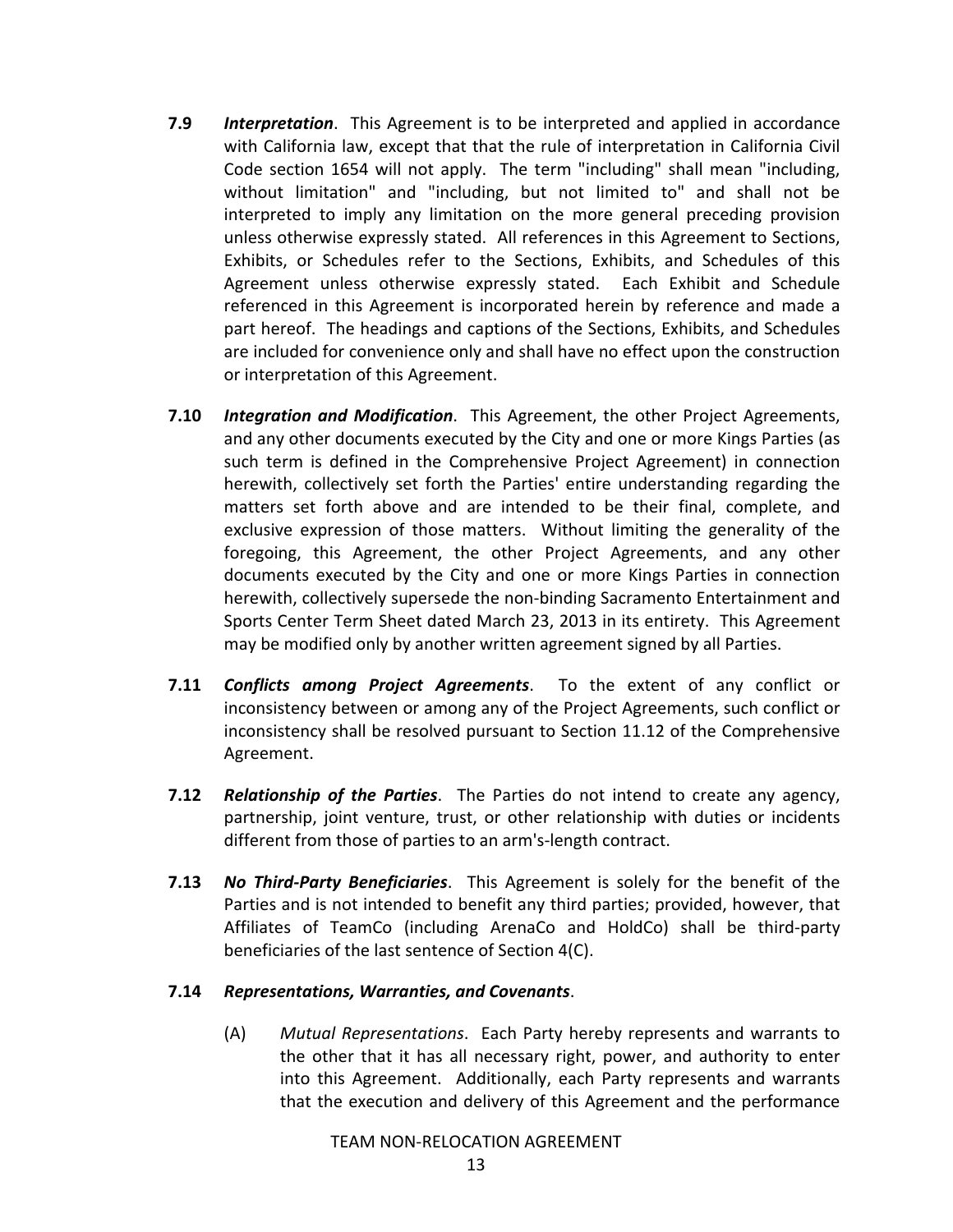**7.9** ***Interpretation***. This Agreement is to be interpreted and applied in accordance with California law, except that that the rule of interpretation in California Civil Code section 1654 will not apply. The term "including" shall mean "including, without limitation" and "including, but not limited to" and shall not be interpreted to imply any limitation on the more general preceding provision unless otherwise expressly stated. All references in this Agreement to Sections, Exhibits, or Schedules refer to the Sections, Exhibits, and Schedules of this Agreement unless otherwise expressly stated. Each Exhibit and Schedule referenced in this Agreement is incorporated herein by reference and made a part hereof. The headings and captions of the Sections, Exhibits, and Schedules are included for convenience only and shall have no effect upon the construction or interpretation of this Agreement.

**7.10** ***Integration and Modification***. This Agreement, the other Project Agreements, and any other documents executed by the City and one or more Kings Parties (as such term is defined in the Comprehensive Project Agreement) in connection herewith, collectively set forth the Parties' entire understanding regarding the matters set forth above and are intended to be their final, complete, and exclusive expression of those matters. Without limiting the generality of the foregoing, this Agreement, the other Project Agreements, and any other documents executed by the City and one or more Kings Parties in connection herewith, collectively supersede the non-binding Sacramento Entertainment and Sports Center Term Sheet dated March 23, 2013 in its entirety. This Agreement may be modified only by another written agreement signed by all Parties.

**7.11** ***Conflicts among Project Agreements***. To the extent of any conflict or inconsistency between or among any of the Project Agreements, such conflict or inconsistency shall be resolved pursuant to Section 11.12 of the Comprehensive Agreement.

**7.12** ***Relationship of the Parties***. The Parties do not intend to create any agency, partnership, joint venture, trust, or other relationship with duties or incidents different from those of parties to an arm's-length contract.

**7.13** ***No Third-Party Beneficiaries***. This Agreement is solely for the benefit of the Parties and is not intended to benefit any third parties; provided, however, that Affiliates of TeamCo (including ArenaCo and HoldCo) shall be third-party beneficiaries of the last sentence of Section 4(C).

**7.14** ***Representations, Warranties, and Covenants***.

(A) *Mutual Representations*. Each Party hereby represents and warrants to the other that it has all necessary right, power, and authority to enter into this Agreement. Additionally, each Party represents and warrants that the execution and delivery of this Agreement and the performance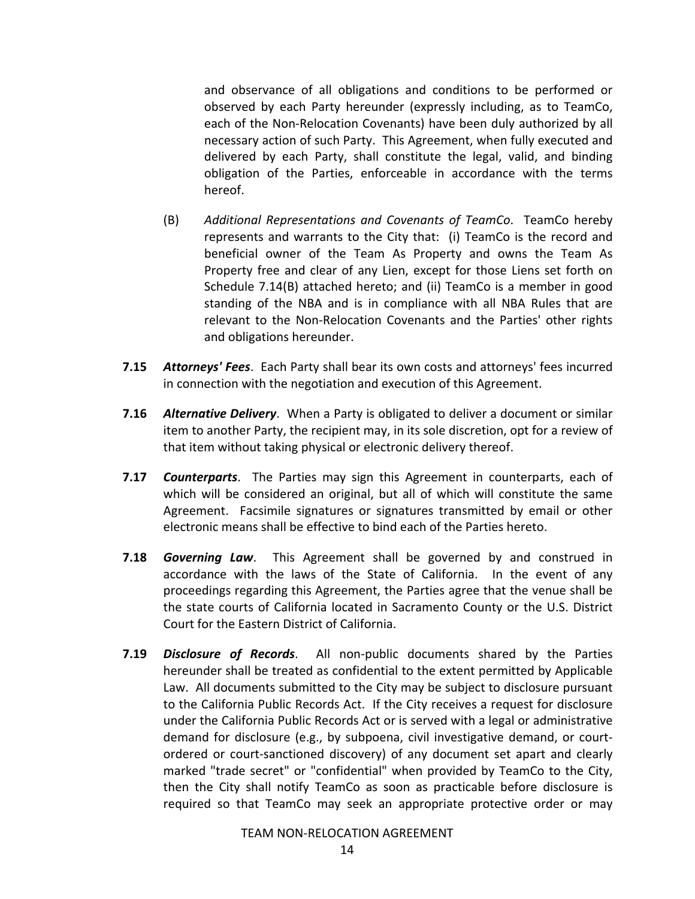and observance of all obligations and conditions to be performed or observed by each Party hereunder (expressly including, as to TeamCo, each of the Non-Relocation Covenants) have been duly authorized by all necessary action of such Party. This Agreement, when fully executed and delivered by each Party, shall constitute the legal, valid, and binding obligation of the Parties, enforceable in accordance with the terms hereof.

(B) *Additional Representations and Covenants of TeamCo*. TeamCo hereby represents and warrants to the City that: (i) TeamCo is the record and beneficial owner of the Team As Property and owns the Team As Property free and clear of any Lien, except for those Liens set forth on Schedule 7.14(B) attached hereto; and (ii) TeamCo is a member in good standing of the NBA and is in compliance with all NBA Rules that are relevant to the Non-Relocation Covenants and the Parties' other rights and obligations hereunder.

**7.15** ***Attorneys' Fees***. Each Party shall bear its own costs and attorneys' fees incurred in connection with the negotiation and execution of this Agreement.

**7.16** ***Alternative Delivery***. When a Party is obligated to deliver a document or similar item to another Party, the recipient may, in its sole discretion, opt for a review of that item without taking physical or electronic delivery thereof.

**7.17** ***Counterparts***. The Parties may sign this Agreement in counterparts, each of which will be considered an original, but all of which will constitute the same Agreement. Facsimile signatures or signatures transmitted by email or other electronic means shall be effective to bind each of the Parties hereto.

**7.18** ***Governing Law***. This Agreement shall be governed by and construed in accordance with the laws of the State of California. In the event of any proceedings regarding this Agreement, the Parties agree that the venue shall be the state courts of California located in Sacramento County or the U.S. District Court for the Eastern District of California.

**7.19** ***Disclosure of Records***. All non-public documents shared by the Parties hereunder shall be treated as confidential to the extent permitted by Applicable Law. All documents submitted to the City may be subject to disclosure pursuant to the California Public Records Act. If the City receives a request for disclosure under the California Public Records Act or is served with a legal or administrative demand for disclosure (e.g., by subpoena, civil investigative demand, or court-ordered or court-sanctioned discovery) of any document set apart and clearly marked "trade secret" or "confidential" when provided by TeamCo to the City, then the City shall notify TeamCo as soon as practicable before disclosure is required so that TeamCo may seek an appropriate protective order or may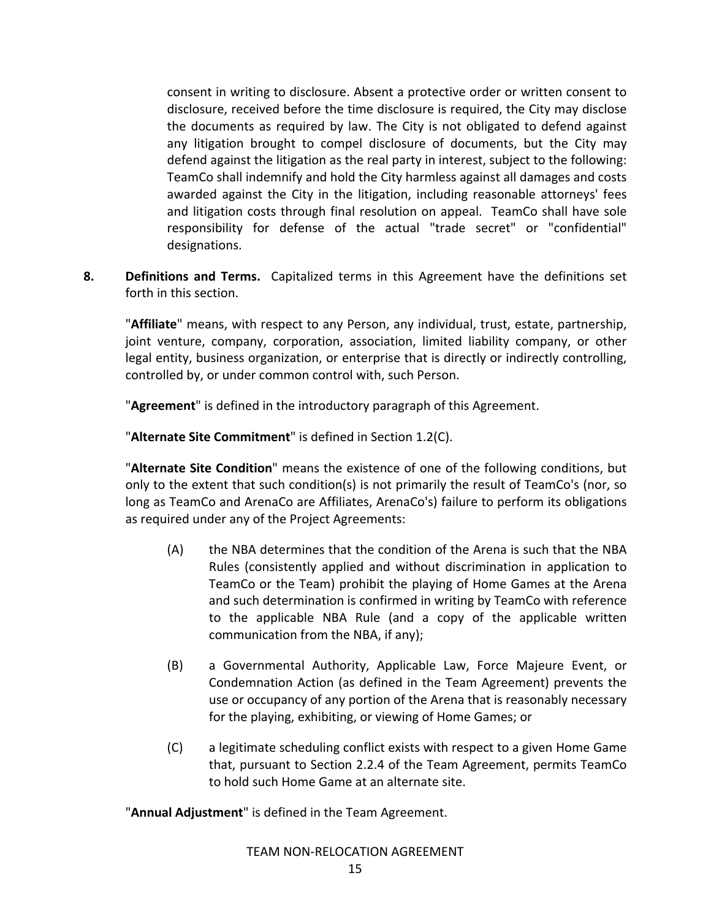consent in writing to disclosure. Absent a protective order or written consent to disclosure, received before the time disclosure is required, the City may disclose the documents as required by law. The City is not obligated to defend against any litigation brought to compel disclosure of documents, but the City may defend against the litigation as the real party in interest, subject to the following: TeamCo shall indemnify and hold the City harmless against all damages and costs awarded against the City in the litigation, including reasonable attorneys' fees and litigation costs through final resolution on appeal. TeamCo shall have sole responsibility for defense of the actual "trade secret" or "confidential" designations.

**8. Definitions and Terms.** Capitalized terms in this Agreement have the definitions set forth in this section.

"**Affiliate**" means, with respect to any Person, any individual, trust, estate, partnership, joint venture, company, corporation, association, limited liability company, or other legal entity, business organization, or enterprise that is directly or indirectly controlling, controlled by, or under common control with, such Person.

"**Agreement**" is defined in the introductory paragraph of this Agreement.

"**Alternate Site Commitment**" is defined in Section 1.2(C).

"**Alternate Site Condition**" means the existence of one of the following conditions, but only to the extent that such condition(s) is not primarily the result of TeamCo's (nor, so long as TeamCo and ArenaCo are Affiliates, ArenaCo's) failure to perform its obligations as required under any of the Project Agreements:

(A) the NBA determines that the condition of the Arena is such that the NBA Rules (consistently applied and without discrimination in application to TeamCo or the Team) prohibit the playing of Home Games at the Arena and such determination is confirmed in writing by TeamCo with reference to the applicable NBA Rule (and a copy of the applicable written communication from the NBA, if any);

(B) a Governmental Authority, Applicable Law, Force Majeure Event, or Condemnation Action (as defined in the Team Agreement) prevents the use or occupancy of any portion of the Arena that is reasonably necessary for the playing, exhibiting, or viewing of Home Games; or

(C) a legitimate scheduling conflict exists with respect to a given Home Game that, pursuant to Section 2.2.4 of the Team Agreement, permits TeamCo to hold such Home Game at an alternate site.

"**Annual Adjustment**" is defined in the Team Agreement.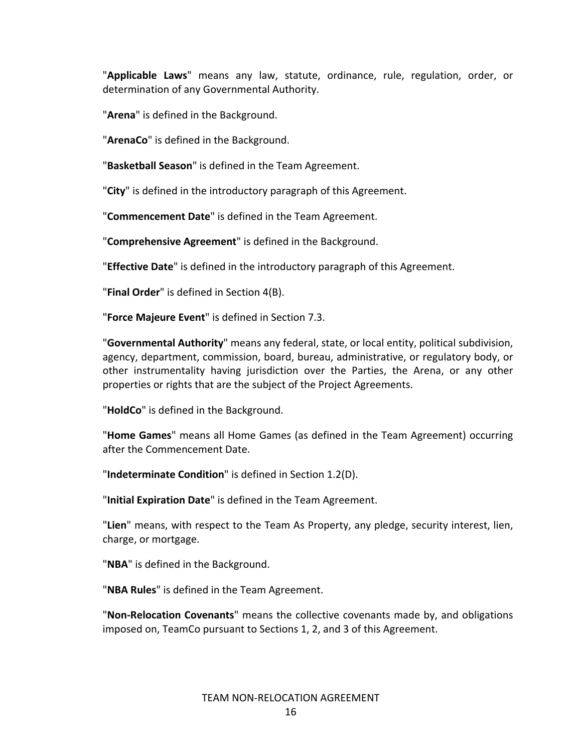"**Applicable Laws**" means any law, statute, ordinance, rule, regulation, order, or determination of any Governmental Authority.

"**Arena**" is defined in the Background.

"**ArenaCo**" is defined in the Background.

"**Basketball Season**" is defined in the Team Agreement.

"**City**" is defined in the introductory paragraph of this Agreement.

"**Commencement Date**" is defined in the Team Agreement.

"**Comprehensive Agreement**" is defined in the Background.

"**Effective Date**" is defined in the introductory paragraph of this Agreement.

"**Final Order**" is defined in Section 4(B).

"**Force Majeure Event**" is defined in Section 7.3.

"**Governmental Authority**" means any federal, state, or local entity, political subdivision, agency, department, commission, board, bureau, administrative, or regulatory body, or other instrumentality having jurisdiction over the Parties, the Arena, or any other properties or rights that are the subject of the Project Agreements.

"**HoldCo**" is defined in the Background.

"**Home Games**" means all Home Games (as defined in the Team Agreement) occurring after the Commencement Date.

"**Indeterminate Condition**" is defined in Section 1.2(D).

"**Initial Expiration Date**" is defined in the Team Agreement.

"**Lien**" means, with respect to the Team As Property, any pledge, security interest, lien, charge, or mortgage.

"**NBA**" is defined in the Background.

"**NBA Rules**" is defined in the Team Agreement.

"**Non-Relocation Covenants**" means the collective covenants made by, and obligations imposed on, TeamCo pursuant to Sections 1, 2, and 3 of this Agreement.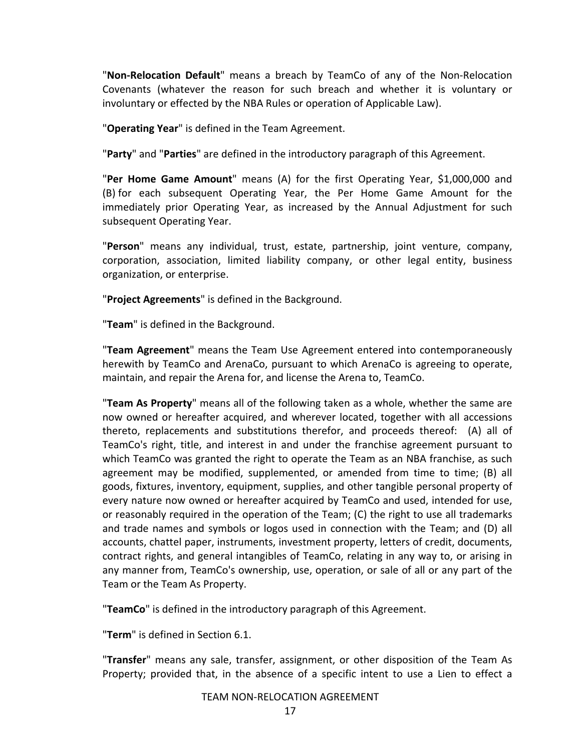"**Non-Relocation Default**" means a breach by TeamCo of any of the Non-Relocation Covenants (whatever the reason for such breach and whether it is voluntary or involuntary or effected by the NBA Rules or operation of Applicable Law).

"**Operating Year**" is defined in the Team Agreement.

"**Party**" and "**Parties**" are defined in the introductory paragraph of this Agreement.

"**Per Home Game Amount**" means (A) for the first Operating Year, $1,000,000 and (B) for each subsequent Operating Year, the Per Home Game Amount for the immediately prior Operating Year, as increased by the Annual Adjustment for such subsequent Operating Year.

"**Person**" means any individual, trust, estate, partnership, joint venture, company, corporation, association, limited liability company, or other legal entity, business organization, or enterprise.

"**Project Agreements**" is defined in the Background.

"**Team**" is defined in the Background.

"**Team Agreement**" means the Team Use Agreement entered into contemporaneously herewith by TeamCo and ArenaCo, pursuant to which ArenaCo is agreeing to operate, maintain, and repair the Arena for, and license the Arena to, TeamCo.

"**Team As Property**" means all of the following taken as a whole, whether the same are now owned or hereafter acquired, and wherever located, together with all accessions thereto, replacements and substitutions therefor, and proceeds thereof: (A) all of TeamCo's right, title, and interest in and under the franchise agreement pursuant to which TeamCo was granted the right to operate the Team as an NBA franchise, as such agreement may be modified, supplemented, or amended from time to time; (B) all goods, fixtures, inventory, equipment, supplies, and other tangible personal property of every nature now owned or hereafter acquired by TeamCo and used, intended for use, or reasonably required in the operation of the Team; (C) the right to use all trademarks and trade names and symbols or logos used in connection with the Team; and (D) all accounts, chattel paper, instruments, investment property, letters of credit, documents, contract rights, and general intangibles of TeamCo, relating in any way to, or arising in any manner from, TeamCo's ownership, use, operation, or sale of all or any part of the Team or the Team As Property.

"**TeamCo**" is defined in the introductory paragraph of this Agreement.

"**Term**" is defined in Section 6.1.

"**Transfer**" means any sale, transfer, assignment, or other disposition of the Team As Property; provided that, in the absence of a specific intent to use a Lien to effect a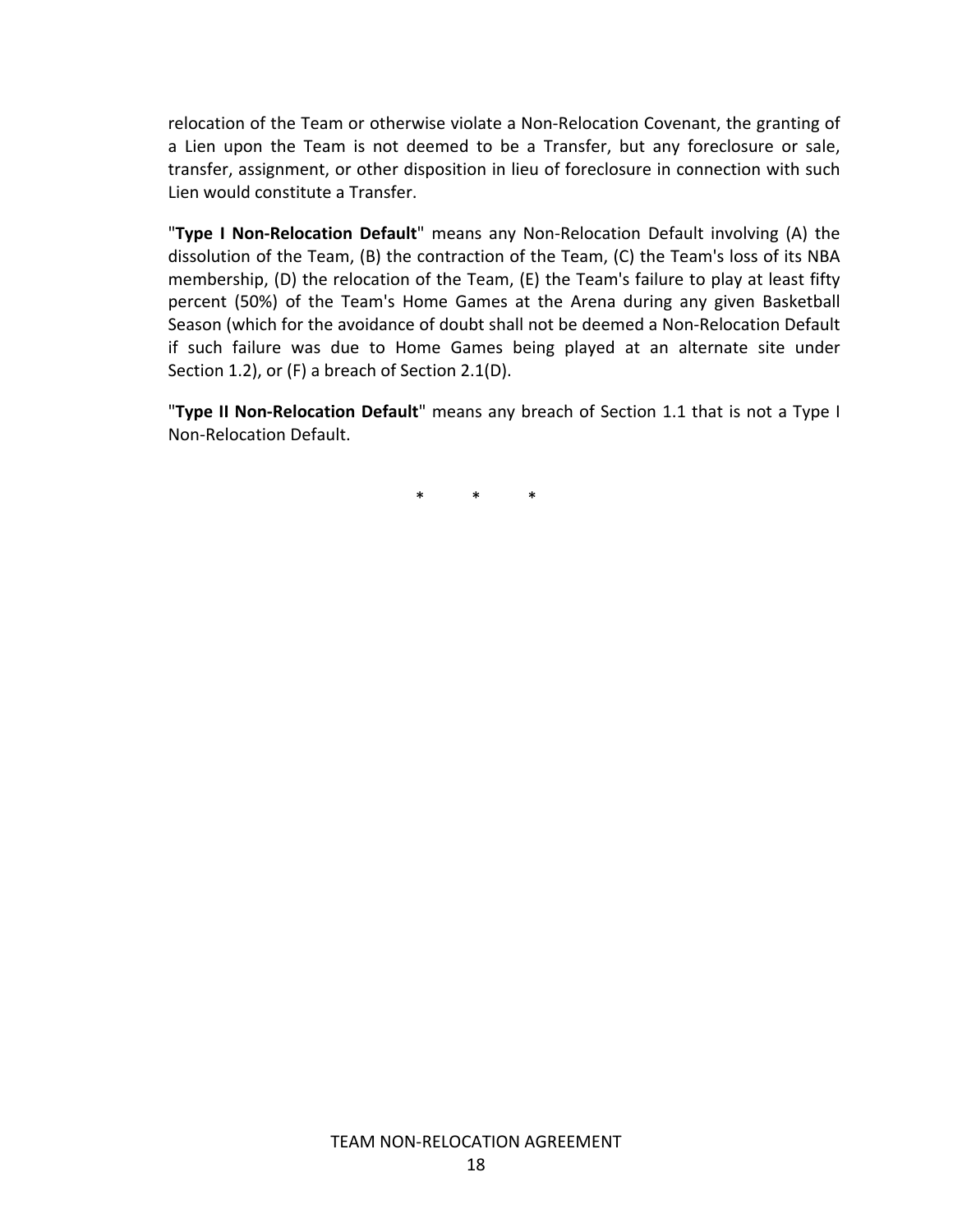relocation of the Team or otherwise violate a Non-Relocation Covenant, the granting of a Lien upon the Team is not deemed to be a Transfer, but any foreclosure or sale, transfer, assignment, or other disposition in lieu of foreclosure in connection with such Lien would constitute a Transfer.

"**Type I Non-Relocation Default**" means any Non-Relocation Default involving (A) the dissolution of the Team, (B) the contraction of the Team, (C) the Team's loss of its NBA membership, (D) the relocation of the Team, (E) the Team's failure to play at least fifty percent (50%) of the Team's Home Games at the Arena during any given Basketball Season (which for the avoidance of doubt shall not be deemed a Non-Relocation Default if such failure was due to Home Games being played at an alternate site under Section 1.2), or (F) a breach of Section 2.1(D).

"**Type II Non-Relocation Default**" means any breach of Section 1.1 that is not a Type I Non-Relocation Default.

\* \* \*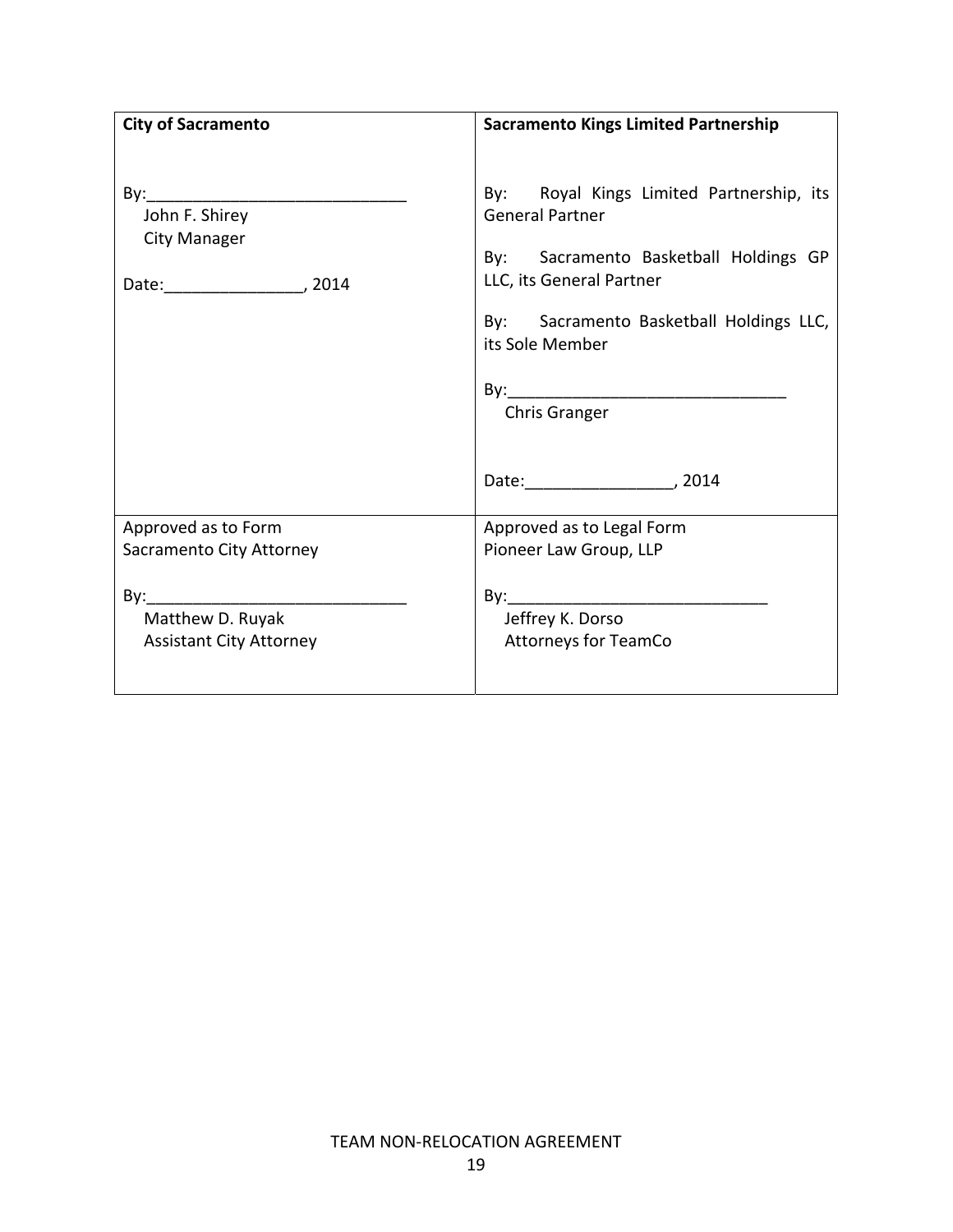| **City of Sacramento** | **Sacramento Kings Limited Partnership** |
| --- | --- |
| By:____________________________<br>John F. Shirey<br>City Manager<br><br>Date:_______________, 2014 | By: Royal Kings Limited Partnership, its General Partner<br><br>By: Sacramento Basketball Holdings GP LLC, its General Partner<br><br>By: Sacramento Basketball Holdings LLC, its Sole Member<br><br>By:______________________________<br>Chris Granger<br><br>Date:________________, 2014 |
| Approved as to Form<br>Sacramento City Attorney<br><br>By:____________________________<br>Matthew D. Ruyak<br>Assistant City Attorney | Approved as to Legal Form<br>Pioneer Law Group, LLP<br><br>By:____________________________<br>Jeffrey K. Dorso<br>Attorneys for TeamCo |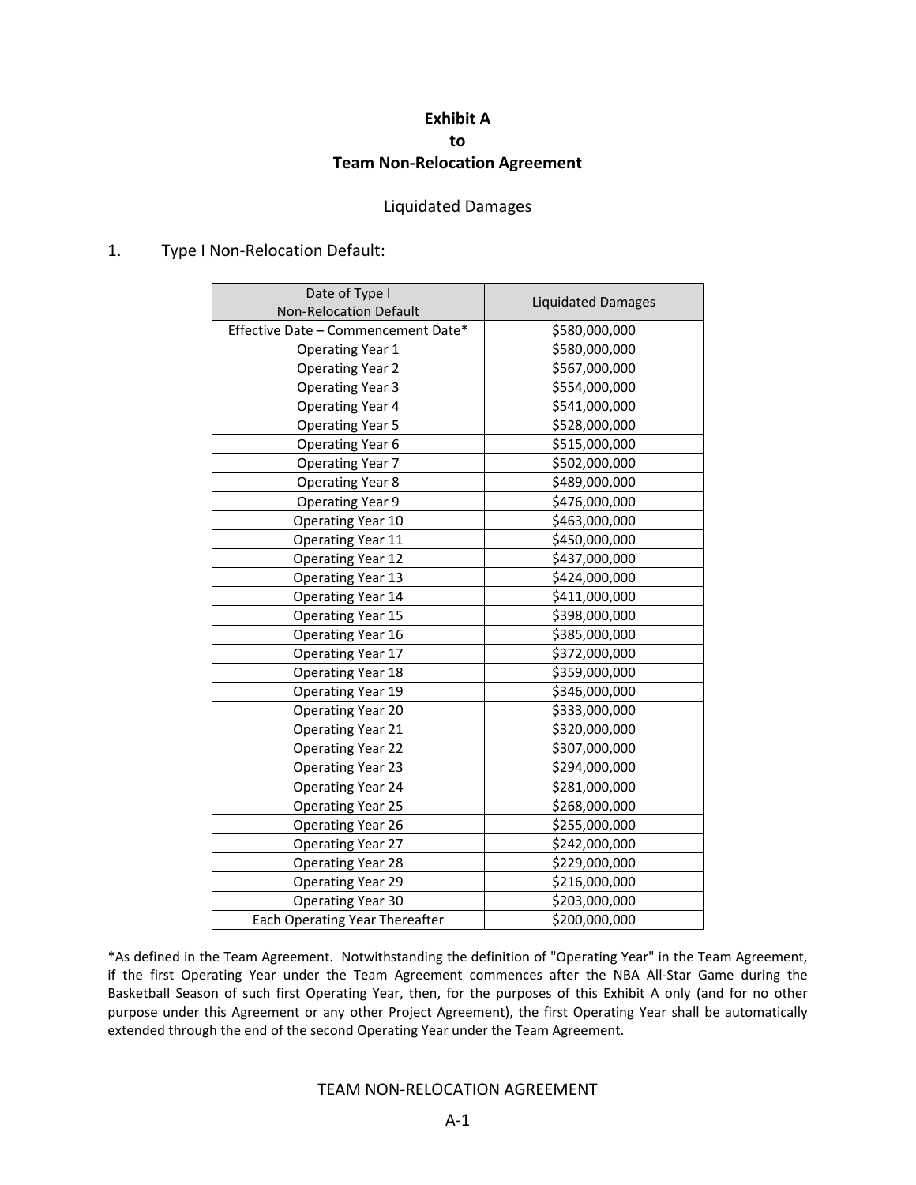# Exhibit A
# to
# Team Non-Relocation Agreement

Liquidated Damages

1. Type I Non-Relocation Default:

| Date of Type I Non-Relocation Default | Liquidated Damages |
|---|---|
| Effective Date – Commencement Date* | $580,000,000 |
| Operating Year 1 | $580,000,000 |
| Operating Year 2 | $567,000,000 |
| Operating Year 3 | $554,000,000 |
| Operating Year 4 | $541,000,000 |
| Operating Year 5 | $528,000,000 |
| Operating Year 6 | $515,000,000 |
| Operating Year 7 | $502,000,000 |
| Operating Year 8 | $489,000,000 |
| Operating Year 9 | $476,000,000 |
| Operating Year 10 | $463,000,000 |
| Operating Year 11 | $450,000,000 |
| Operating Year 12 | $437,000,000 |
| Operating Year 13 | $424,000,000 |
| Operating Year 14 | $411,000,000 |
| Operating Year 15 | $398,000,000 |
| Operating Year 16 | $385,000,000 |
| Operating Year 17 | $372,000,000 |
| Operating Year 18 | $359,000,000 |
| Operating Year 19 | $346,000,000 |
| Operating Year 20 | $333,000,000 |
| Operating Year 21 | $320,000,000 |
| Operating Year 22 | $307,000,000 |
| Operating Year 23 | $294,000,000 |
| Operating Year 24 | $281,000,000 |
| Operating Year 25 | $268,000,000 |
| Operating Year 26 | $255,000,000 |
| Operating Year 27 | $242,000,000 |
| Operating Year 28 | $229,000,000 |
| Operating Year 29 | $216,000,000 |
| Operating Year 30 | $203,000,000 |
| Each Operating Year Thereafter | $200,000,000 |

*As defined in the Team Agreement. Notwithstanding the definition of "Operating Year" in the Team Agreement, if the first Operating Year under the Team Agreement commences after the NBA All-Star Game during the Basketball Season of such first Operating Year, then, for the purposes of this Exhibit A only (and for no other purpose under this Agreement or any other Project Agreement), the first Operating Year shall be automatically extended through the end of the second Operating Year under the Team Agreement.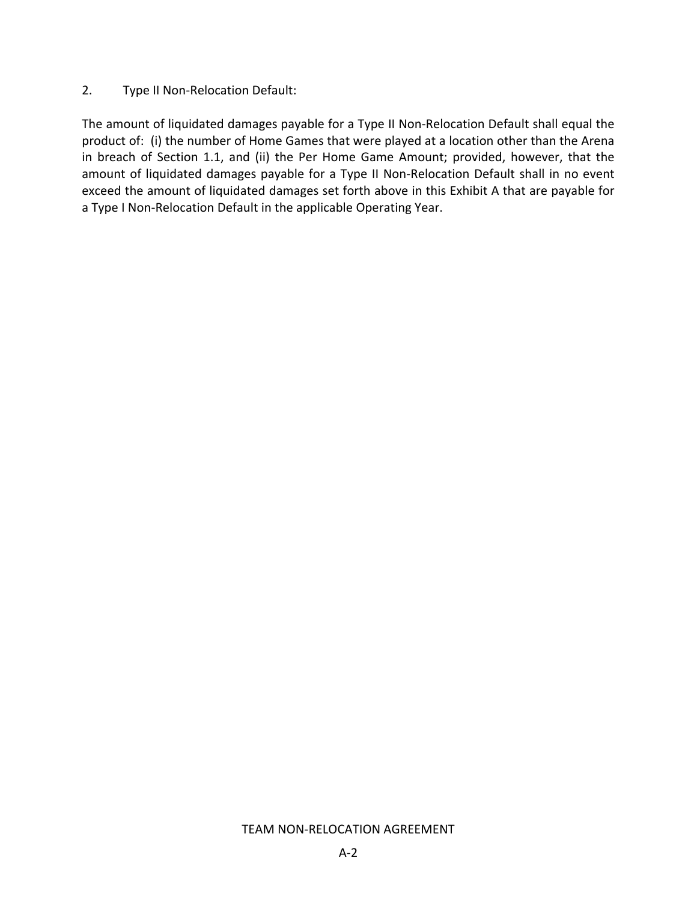2. Type II Non-Relocation Default:

The amount of liquidated damages payable for a Type II Non-Relocation Default shall equal the product of: (i) the number of Home Games that were played at a location other than the Arena in breach of Section 1.1, and (ii) the Per Home Game Amount; provided, however, that the amount of liquidated damages payable for a Type II Non-Relocation Default shall in no event exceed the amount of liquidated damages set forth above in this Exhibit A that are payable for a Type I Non-Relocation Default in the applicable Operating Year.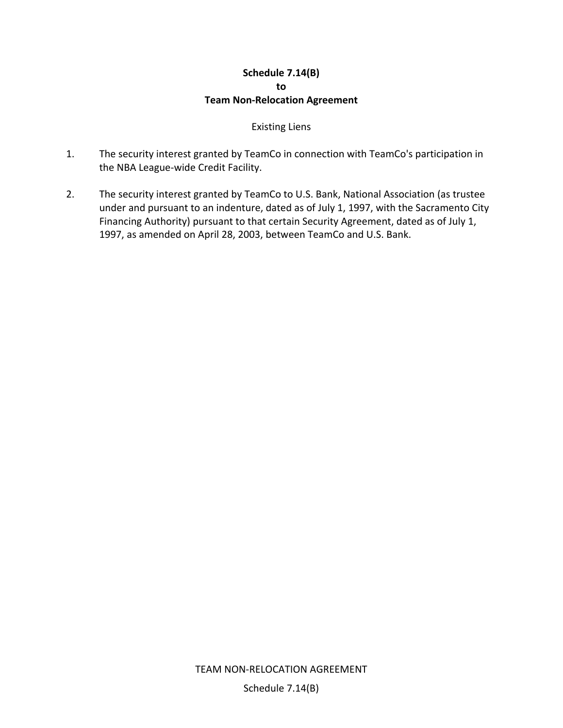**Schedule 7.14(B)**
**to**
**Team Non-Relocation Agreement**

Existing Liens

1. The security interest granted by TeamCo in connection with TeamCo's participation in the NBA League-wide Credit Facility.

2. The security interest granted by TeamCo to U.S. Bank, National Association (as trustee under and pursuant to an indenture, dated as of July 1, 1997, with the Sacramento City Financing Authority) pursuant to that certain Security Agreement, dated as of July 1, 1997, as amended on April 28, 2003, between TeamCo and U.S. Bank.